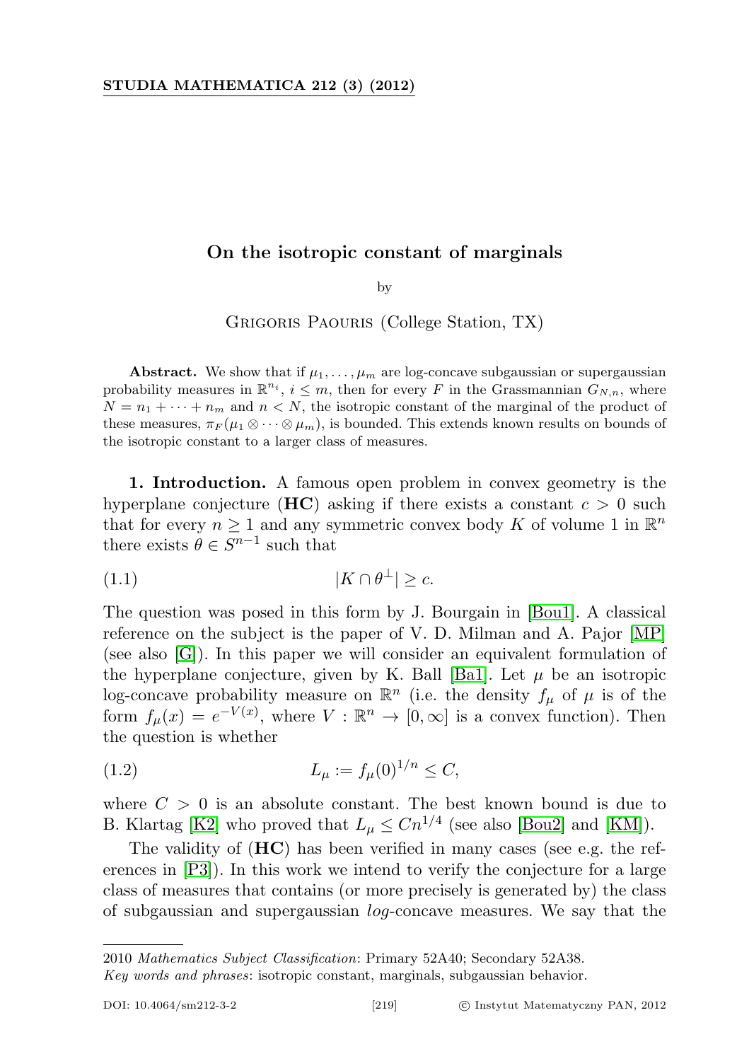# On the isotropic constant of marginals

by

Grigoris Paouris (College Station, TX)

**Abstract.** We show that if $\mu_1, \dots, \mu_m$ are log-concave subgaussian or supergaussian probability measures in $\mathbb{R}^{n_i}$, $i \le m$, then for every $F$ in the Grassmannian $G_{N,n}$, where $N = n_1 + \dots + n_m$ and $n < N$, the isotropic constant of the marginal of the product of these measures, $\pi_F(\mu_1 \otimes \dots \otimes \mu_m)$, is bounded. This extends known results on bounds of the isotropic constant to a larger class of measures.

**1. Introduction.** A famous open problem in convex geometry is the hyperplane conjecture (**HC**) asking if there exists a constant $c > 0$ such that for every $n \ge 1$ and any symmetric convex body $K$ of volume 1 in $\mathbb{R}^n$ there exists $\theta \in S^{n-1}$ such that

$$|K \cap \theta^{\perp}| \ge c. \tag{1.1}$$

The question was posed in this form by J. Bourgain in [Bou1]. A classical reference on the subject is the paper of V. D. Milman and A. Pajor [MP] (see also [G]). In this paper we will consider an equivalent formulation of the hyperplane conjecture, given by K. Ball [Ba1]. Let $\mu$ be an isotropic log-concave probability measure on $\mathbb{R}^n$ (i.e. the density $f_\mu$ of $\mu$ is of the form $f_\mu(x) = e^{-V(x)}$, where $V : \mathbb{R}^n \to [0, \infty]$ is a convex function). Then the question is whether

$$L_\mu := f_\mu(0)^{1/n} \le C, \tag{1.2}$$

where $C > 0$ is an absolute constant. The best known bound is due to B. Klartag [K2] who proved that $L_\mu \le C n^{1/4}$ (see also [Bou2] and [KM]).

The validity of (**HC**) has been verified in many cases (see e.g. the references in [P3]). In this work we intend to verify the conjecture for a large class of measures that contains (or more precisely is generated by) the class of subgaussian and supergaussian *log*-concave measures. We say that the

---

2010 *Mathematics Subject Classification*: Primary 52A40; Secondary 52A38.

*Key words and phrases*: isotropic constant, marginals, subgaussian behavior.

DOI: 10.4064/sm212-3-2 © Instytut Matematyczny PAN, 2012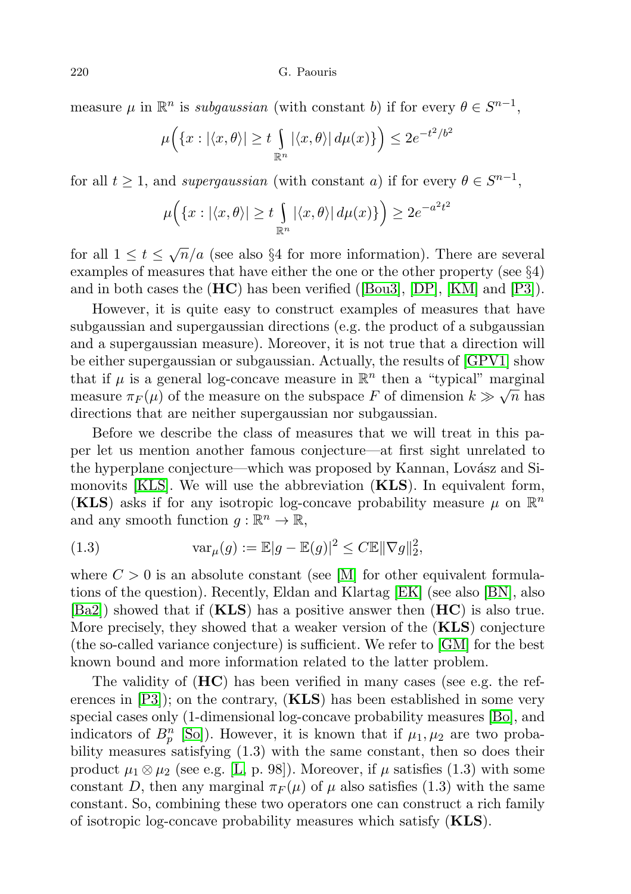measure $\mu$ in $\mathbb{R}^n$ is *subgaussian* (with constant $b$) if for every $\theta \in S^{n-1}$,

$$\mu\Big(\{x : |\langle x, \theta\rangle| \geq t \int_{\mathbb{R}^n} |\langle x, \theta\rangle|\, d\mu(x)\}\Big) \leq 2e^{-t^2/b^2}$$

for all $t \geq 1$, and *supergaussian* (with constant $a$) if for every $\theta \in S^{n-1}$,

$$\mu\Big(\{x : |\langle x, \theta\rangle| \geq t \int_{\mathbb{R}^n} |\langle x, \theta\rangle|\, d\mu(x)\}\Big) \geq 2e^{-a^2t^2}$$

for all $1 \leq t \leq \sqrt{n}/a$ (see also §4 for more information). There are several examples of measures that have either the one or the other property (see §4) and in both cases the (**HC**) has been verified ([Bou3], [DP], [KM] and [P3]).

However, it is quite easy to construct examples of measures that have subgaussian and supergaussian directions (e.g. the product of a subgaussian and a supergaussian measure). Moreover, it is not true that a direction will be either supergaussian or subgaussian. Actually, the results of [GPV1] show that if $\mu$ is a general log-concave measure in $\mathbb{R}^n$ then a "typical" marginal measure $\pi_F(\mu)$ of the measure on the subspace $F$ of dimension $k \gg \sqrt{n}$ has directions that are neither supergaussian nor subgaussian.

Before we describe the class of measures that we will treat in this paper let us mention another famous conjecture—at first sight unrelated to the hyperplane conjecture—which was proposed by Kannan, Lovász and Simonovits [KLS]. We will use the abbreviation (**KLS**). In equivalent form, (**KLS**) asks if for any isotropic log-concave probability measure $\mu$ on $\mathbb{R}^n$ and any smooth function $g : \mathbb{R}^n \to \mathbb{R}$,

$$\mathrm{var}_\mu(g) := \mathbb{E}|g - \mathbb{E}(g)|^2 \leq C\mathbb{E}\|\nabla g\|_2^2, \tag{1.3}$$

where $C > 0$ is an absolute constant (see [M] for other equivalent formulations of the question). Recently, Eldan and Klartag [EK] (see also [BN], also [Ba2]) showed that if (**KLS**) has a positive answer then (**HC**) is also true. More precisely, they showed that a weaker version of the (**KLS**) conjecture (the so-called variance conjecture) is sufficient. We refer to [GM] for the best known bound and more information related to the latter problem.

The validity of (**HC**) has been verified in many cases (see e.g. the references in [P3]); on the contrary, (**KLS**) has been established in some very special cases only (1-dimensional log-concave probability measures [Bo], and indicators of $B_p^n$ [So]). However, it is known that if $\mu_1, \mu_2$ are two probability measures satisfying (1.3) with the same constant, then so does their product $\mu_1 \otimes \mu_2$ (see e.g. [L, p. 98]). Moreover, if $\mu$ satisfies (1.3) with some constant $D$, then any marginal $\pi_F(\mu)$ of $\mu$ also satisfies (1.3) with the same constant. So, combining these two operators one can construct a rich family of isotropic log-concave probability measures which satisfy (**KLS**).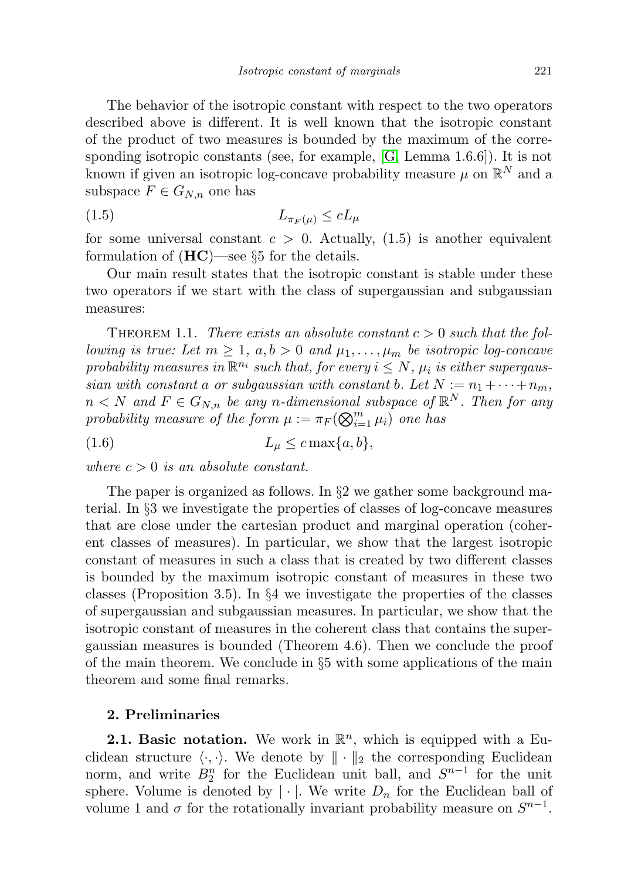The behavior of the isotropic constant with respect to the two operators described above is different. It is well known that the isotropic constant of the product of two measures is bounded by the maximum of the corresponding isotropic constants (see, for example, [G, Lemma 1.6.6]). It is not known if given an isotropic log-concave probability measure $\mu$ on $\mathbb{R}^N$ and a subspace $F \in G_{N,n}$ one has

$$L_{\pi_F(\mu)} \leq cL_\mu \tag{1.5}$$

for some universal constant $c > 0$. Actually, (1.5) is another equivalent formulation of (**HC**)—see §5 for the details.

Our main result states that the isotropic constant is stable under these two operators if we start with the class of supergaussian and subgaussian measures:

Theorem 1.1. *There exists an absolute constant $c > 0$ such that the following is true: Let $m \geq 1$, $a, b > 0$ and $\mu_1, \ldots, \mu_m$ be isotropic log-concave probability measures in $\mathbb{R}^{n_i}$ such that, for every $i \leq N$, $\mu_i$ is either supergaussian with constant $a$ or subgaussian with constant $b$. Let $N := n_1 + \cdots + n_m$, $n < N$ and $F \in G_{N,n}$ be any $n$-dimensional subspace of $\mathbb{R}^N$. Then for any probability measure of the form $\mu := \pi_F(\bigotimes_{i=1}^m \mu_i)$ one has*

$$L_\mu \leq c \max\{a, b\}, \tag{1.6}$$

*where $c > 0$ is an absolute constant.*

The paper is organized as follows. In §2 we gather some background material. In §3 we investigate the properties of classes of log-concave measures that are close under the cartesian product and marginal operation (coherent classes of measures). In particular, we show that the largest isotropic constant of measures in such a class that is created by two different classes is bounded by the maximum isotropic constant of measures in these two classes (Proposition 3.5). In §4 we investigate the properties of the classes of supergaussian and subgaussian measures. In particular, we show that the isotropic constant of measures in the coherent class that contains the supergaussian measures is bounded (Theorem 4.6). Then we conclude the proof of the main theorem. We conclude in §5 with some applications of the main theorem and some final remarks.

## 2. Preliminaries

**2.1. Basic notation.** We work in $\mathbb{R}^n$, which is equipped with a Euclidean structure $\langle \cdot, \cdot \rangle$. We denote by $\| \cdot \|_2$ the corresponding Euclidean norm, and write $B_2^n$ for the Euclidean unit ball, and $S^{n-1}$ for the unit sphere. Volume is denoted by $| \cdot |$. We write $D_n$ for the Euclidean ball of volume 1 and $\sigma$ for the rotationally invariant probability measure on $S^{n-1}$.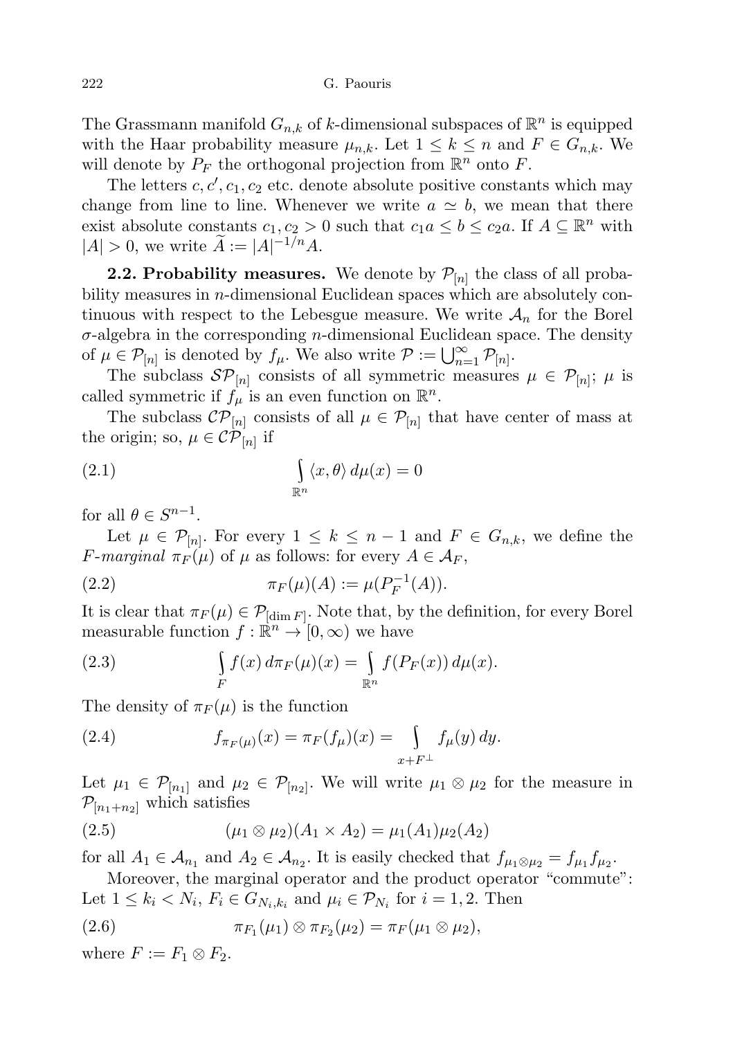The Grassmann manifold $G_{n,k}$ of $k$-dimensional subspaces of $\mathbb{R}^n$ is equipped with the Haar probability measure $\mu_{n,k}$. Let $1 \leq k \leq n$ and $F \in G_{n,k}$. We will denote by $P_F$ the orthogonal projection from $\mathbb{R}^n$ onto $F$.

The letters $c, c', c_1, c_2$ etc. denote absolute positive constants which may change from line to line. Whenever we write $a \simeq b$, we mean that there exist absolute constants $c_1, c_2 > 0$ such that $c_1 a \leq b \leq c_2 a$. If $A \subseteq \mathbb{R}^n$ with $|A| > 0$, we write $\widetilde{A} := |A|^{-1/n} A$.

**2.2. Probability measures.** We denote by $\mathcal{P}_{[n]}$ the class of all probability measures in $n$-dimensional Euclidean spaces which are absolutely continuous with respect to the Lebesgue measure. We write $\mathcal{A}_n$ for the Borel $\sigma$-algebra in the corresponding $n$-dimensional Euclidean space. The density of $\mu \in \mathcal{P}_{[n]}$ is denoted by $f_\mu$. We also write $\mathcal{P} := \bigcup_{n=1}^{\infty} \mathcal{P}_{[n]}$.

The subclass $\mathcal{SP}_{[n]}$ consists of all symmetric measures $\mu \in \mathcal{P}_{[n]}$; $\mu$ is called symmetric if $f_\mu$ is an even function on $\mathbb{R}^n$.

The subclass $\mathcal{CP}_{[n]}$ consists of all $\mu \in \mathcal{P}_{[n]}$ that have center of mass at the origin; so, $\mu \in \mathcal{CP}_{[n]}$ if

$$\int_{\mathbb{R}^n} \langle x, \theta \rangle \, d\mu(x) = 0 \tag{2.1}$$

for all $\theta \in S^{n-1}$.

Let $\mu \in \mathcal{P}_{[n]}$. For every $1 \leq k \leq n-1$ and $F \in G_{n,k}$, we define the *$F$-marginal* $\pi_F(\mu)$ of $\mu$ as follows: for every $A \in \mathcal{A}_F$,

$$\pi_F(\mu)(A) := \mu(P_F^{-1}(A)). \tag{2.2}$$

It is clear that $\pi_F(\mu) \in \mathcal{P}_{[\dim F]}$. Note that, by the definition, for every Borel measurable function $f : \mathbb{R}^n \to [0, \infty)$ we have

$$\int_F f(x) \, d\pi_F(\mu)(x) = \int_{\mathbb{R}^n} f(P_F(x)) \, d\mu(x). \tag{2.3}$$

The density of $\pi_F(\mu)$ is the function

$$f_{\pi_F(\mu)}(x) = \pi_F(f_\mu)(x) = \int_{x+F^\perp} f_\mu(y) \, dy. \tag{2.4}$$

Let $\mu_1 \in \mathcal{P}_{[n_1]}$ and $\mu_2 \in \mathcal{P}_{[n_2]}$. We will write $\mu_1 \otimes \mu_2$ for the measure in $\mathcal{P}_{[n_1+n_2]}$ which satisfies

$$(\mu_1 \otimes \mu_2)(A_1 \times A_2) = \mu_1(A_1)\mu_2(A_2) \tag{2.5}$$

for all $A_1 \in \mathcal{A}_{n_1}$ and $A_2 \in \mathcal{A}_{n_2}$. It is easily checked that $f_{\mu_1 \otimes \mu_2} = f_{\mu_1} f_{\mu_2}$.

Moreover, the marginal operator and the product operator "commute": Let $1 \leq k_i < N_i$, $F_i \in G_{N_i,k_i}$ and $\mu_i \in \mathcal{P}_{N_i}$ for $i = 1, 2$. Then

$$\pi_{F_1}(\mu_1) \otimes \pi_{F_2}(\mu_2) = \pi_F(\mu_1 \otimes \mu_2), \tag{2.6}$$

where $F := F_1 \otimes F_2$.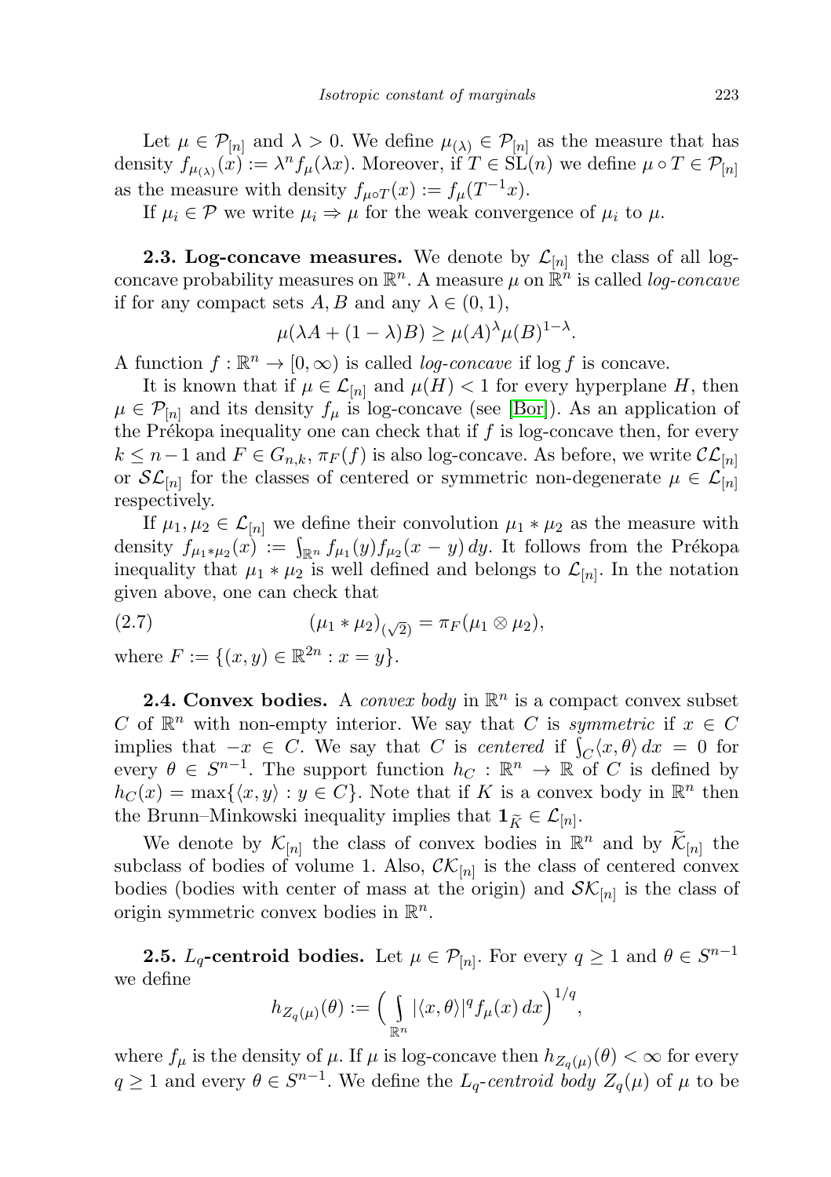Let $\mu \in \mathcal{P}_{[n]}$ and $\lambda > 0$. We define $\mu_{(\lambda)} \in \mathcal{P}_{[n]}$ as the measure that has density $f_{\mu_{(\lambda)}}(x) := \lambda^n f_\mu(\lambda x)$. Moreover, if $T \in \mathrm{SL}(n)$ we define $\mu \circ T \in \mathcal{P}_{[n]}$ as the measure with density $f_{\mu\circ T}(x) := f_\mu(T^{-1}x)$.

If $\mu_i \in \mathcal{P}$ we write $\mu_i \Rightarrow \mu$ for the weak convergence of $\mu_i$ to $\mu$.

**2.3. Log-concave measures.** We denote by $\mathcal{L}_{[n]}$ the class of all log-concave probability measures on $\mathbb{R}^n$. A measure $\mu$ on $\mathbb{R}^n$ is called *log-concave* if for any compact sets $A, B$ and any $\lambda \in (0, 1)$,

$$\mu(\lambda A + (1-\lambda)B) \geq \mu(A)^\lambda \mu(B)^{1-\lambda}.$$

A function $f : \mathbb{R}^n \to [0, \infty)$ is called *log-concave* if $\log f$ is concave.

It is known that if $\mu \in \mathcal{L}_{[n]}$ and $\mu(H) < 1$ for every hyperplane $H$, then $\mu \in \mathcal{P}_{[n]}$ and its density $f_\mu$ is log-concave (see [Bor]). As an application of the Prékopa inequality one can check that if $f$ is log-concave then, for every $k \leq n-1$ and $F \in G_{n,k}$, $\pi_F(f)$ is also log-concave. As before, we write $\mathcal{CL}_{[n]}$ or $\mathcal{SL}_{[n]}$ for the classes of centered or symmetric non-degenerate $\mu \in \mathcal{L}_{[n]}$ respectively.

If $\mu_1, \mu_2 \in \mathcal{L}_{[n]}$ we define their convolution $\mu_1 * \mu_2$ as the measure with density $f_{\mu_1 * \mu_2}(x) := \int_{\mathbb{R}^n} f_{\mu_1}(y) f_{\mu_2}(x-y)\,dy$. It follows from the Prékopa inequality that $\mu_1 * \mu_2$ is well defined and belongs to $\mathcal{L}_{[n]}$. In the notation given above, one can check that

$$(\mu_1 * \mu_2)_{(\sqrt{2})} = \pi_F(\mu_1 \otimes \mu_2), \tag{2.7}$$

where $F := \{(x, y) \in \mathbb{R}^{2n} : x = y\}$.

**2.4. Convex bodies.** A *convex body* in $\mathbb{R}^n$ is a compact convex subset $C$ of $\mathbb{R}^n$ with non-empty interior. We say that $C$ is *symmetric* if $x \in C$ implies that $-x \in C$. We say that $C$ is *centered* if $\int_C \langle x, \theta\rangle\,dx = 0$ for every $\theta \in S^{n-1}$. The support function $h_C : \mathbb{R}^n \to \mathbb{R}$ of $C$ is defined by $h_C(x) = \max\{\langle x, y\rangle : y \in C\}$. Note that if $K$ is a convex body in $\mathbb{R}^n$ then the Brunn–Minkowski inequality implies that $\mathbf{1}_{\widetilde{K}} \in \mathcal{L}_{[n]}$.

We denote by $\mathcal{K}_{[n]}$ the class of convex bodies in $\mathbb{R}^n$ and by $\widetilde{\mathcal{K}}_{[n]}$ the subclass of bodies of volume 1. Also, $\mathcal{CK}_{[n]}$ is the class of centered convex bodies (bodies with center of mass at the origin) and $\mathcal{SK}_{[n]}$ is the class of origin symmetric convex bodies in $\mathbb{R}^n$.

**2.5. $L_q$-centroid bodies.** Let $\mu \in \mathcal{P}_{[n]}$. For every $q \geq 1$ and $\theta \in S^{n-1}$ we define

$$h_{Z_q(\mu)}(\theta) := \Big(\int_{\mathbb{R}^n} |\langle x, \theta\rangle|^q f_\mu(x)\,dx\Big)^{1/q},$$

where $f_\mu$ is the density of $\mu$. If $\mu$ is log-concave then $h_{Z_q(\mu)}(\theta) < \infty$ for every $q \geq 1$ and every $\theta \in S^{n-1}$. We define the *$L_q$-centroid body* $Z_q(\mu)$ of $\mu$ to be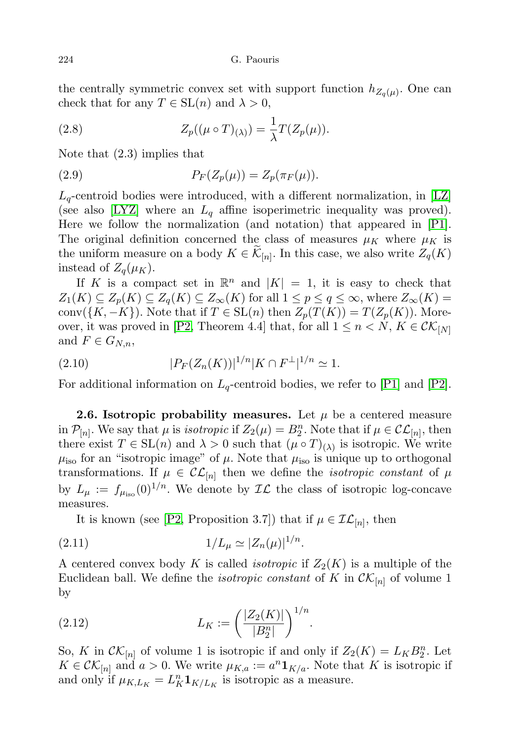the centrally symmetric convex set with support function $h_{Z_q(\mu)}$. One can check that for any $T \in \mathrm{SL}(n)$ and $\lambda > 0$,

$$Z_p((\mu \circ T)_{(\lambda)}) = \frac{1}{\lambda} T(Z_p(\mu)). \tag{2.8}$$

Note that (2.3) implies that

$$P_F(Z_p(\mu)) = Z_p(\pi_F(\mu)). \tag{2.9}$$

$L_q$-centroid bodies were introduced, with a different normalization, in [LZ] (see also [LYZ] where an $L_q$ affine isoperimetric inequality was proved). Here we follow the normalization (and notation) that appeared in [P1]. The original definition concerned the class of measures $\mu_K$ where $\mu_K$ is the uniform measure on a body $K \in \widetilde{\mathcal{K}}_{[n]}$. In this case, we also write $Z_q(K)$ instead of $Z_q(\mu_K)$.

If $K$ is a compact set in $\mathbb{R}^n$ and $|K| = 1$, it is easy to check that $Z_1(K) \subseteq Z_p(K) \subseteq Z_q(K) \subseteq Z_\infty(K)$ for all $1 \le p \le q \le \infty$, where $Z_\infty(K) = \mathrm{conv}(\{K, -K\})$. Note that if $T \in \mathrm{SL}(n)$ then $Z_p(T(K)) = T(Z_p(K))$. Moreover, it was proved in [P2, Theorem 4.4] that, for all $1 \le n < N$, $K \in \mathcal{CK}_{[N]}$ and $F \in G_{N,n}$,

$$|P_F(Z_n(K))|^{1/n} |K \cap F^\perp|^{1/n} \simeq 1. \tag{2.10}$$

For additional information on $L_q$-centroid bodies, we refer to [P1] and [P2].

**2.6. Isotropic probability measures.** Let $\mu$ be a centered measure in $\mathcal{P}_{[n]}$. We say that $\mu$ is *isotropic* if $Z_2(\mu) = B_2^n$. Note that if $\mu \in \mathcal{CL}_{[n]}$, then there exist $T \in \mathrm{SL}(n)$ and $\lambda > 0$ such that $(\mu \circ T)_{(\lambda)}$ is isotropic. We write $\mu_{\mathrm{iso}}$ for an "isotropic image" of $\mu$. Note that $\mu_{\mathrm{iso}}$ is unique up to orthogonal transformations. If $\mu \in \mathcal{CL}_{[n]}$ then we define the *isotropic constant* of $\mu$ by $L_\mu := f_{\mu_{\mathrm{iso}}}(0)^{1/n}$. We denote by $\mathcal{IL}$ the class of isotropic log-concave measures.

It is known (see [P2, Proposition 3.7]) that if $\mu \in \mathcal{IL}_{[n]}$, then

$$1/L_\mu \simeq |Z_n(\mu)|^{1/n}. \tag{2.11}$$

A centered convex body $K$ is called *isotropic* if $Z_2(K)$ is a multiple of the Euclidean ball. We define the *isotropic constant* of $K$ in $\mathcal{CK}_{[n]}$ of volume 1 by

$$L_K := \left( \frac{|Z_2(K)|}{|B_2^n|} \right)^{1/n}. \tag{2.12}$$

So, $K$ in $\mathcal{CK}_{[n]}$ of volume 1 is isotropic if and only if $Z_2(K) = L_K B_2^n$. Let $K \in \mathcal{CK}_{[n]}$ and $a > 0$. We write $\mu_{K,a} := a^n \mathbf{1}_{K/a}$. Note that $K$ is isotropic if and only if $\mu_{K,L_K} = L_K^n \mathbf{1}_{K/L_K}$ is isotropic as a measure.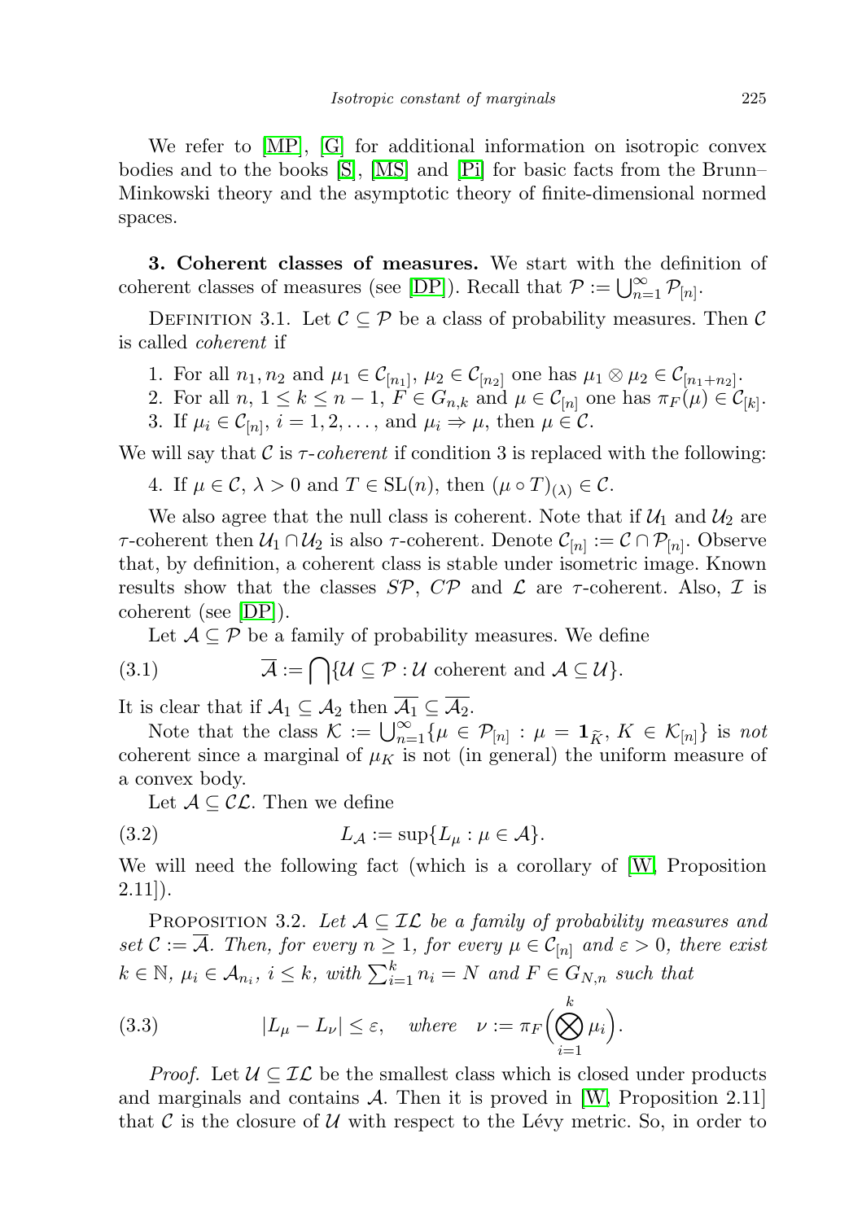We refer to [MP], [G] for additional information on isotropic convex bodies and to the books [S], [MS] and [Pi] for basic facts from the Brunn–Minkowski theory and the asymptotic theory of finite-dimensional normed spaces.

**3. Coherent classes of measures.** We start with the definition of coherent classes of measures (see [DP]). Recall that $\mathcal{P} := \bigcup_{n=1}^{\infty} \mathcal{P}_{[n]}$.

Definition 3.1. Let $\mathcal{C} \subseteq \mathcal{P}$ be a class of probability measures. Then $\mathcal{C}$ is called *coherent* if

1. For all $n_1, n_2$ and $\mu_1 \in \mathcal{C}_{[n_1]}$, $\mu_2 \in \mathcal{C}_{[n_2]}$ one has $\mu_1 \otimes \mu_2 \in \mathcal{C}_{[n_1+n_2]}$.
2. For all $n$, $1 \leq k \leq n-1$, $F \in G_{n,k}$ and $\mu \in \mathcal{C}_{[n]}$ one has $\pi_F(\mu) \in \mathcal{C}_{[k]}$.
3. If $\mu_i \in \mathcal{C}_{[n]}$, $i = 1, 2, \ldots$, and $\mu_i \Rightarrow \mu$, then $\mu \in \mathcal{C}$.

We will say that $\mathcal{C}$ is $\tau$-*coherent* if condition 3 is replaced with the following:

4. If $\mu \in \mathcal{C}$, $\lambda > 0$ and $T \in \mathrm{SL}(n)$, then $(\mu \circ T)_{(\lambda)} \in \mathcal{C}$.

We also agree that the null class is coherent. Note that if $\mathcal{U}_1$ and $\mathcal{U}_2$ are $\tau$-coherent then $\mathcal{U}_1 \cap \mathcal{U}_2$ is also $\tau$-coherent. Denote $\mathcal{C}_{[n]} := \mathcal{C} \cap \mathcal{P}_{[n]}$. Observe that, by definition, a coherent class is stable under isometric image. Known results show that the classes $S\mathcal{P}$, $C\mathcal{P}$ and $\mathcal{L}$ are $\tau$-coherent. Also, $\mathcal{I}$ is coherent (see [DP]).

Let $\mathcal{A} \subseteq \mathcal{P}$ be a family of probability measures. We define

$$\overline{\mathcal{A}} := \bigcap \{\mathcal{U} \subseteq \mathcal{P} : \mathcal{U} \text{ coherent and } \mathcal{A} \subseteq \mathcal{U}\}. \tag{3.1}$$

It is clear that if $\mathcal{A}_1 \subseteq \mathcal{A}_2$ then $\overline{\mathcal{A}_1} \subseteq \overline{\mathcal{A}_2}$.

Note that the class $\mathcal{K} := \bigcup_{n=1}^{\infty} \{\mu \in \mathcal{P}_{[n]} : \mu = \mathbf{1}_{\widetilde{K}},\ K \in \mathcal{K}_{[n]}\}$ is *not* coherent since a marginal of $\mu_K$ is not (in general) the uniform measure of a convex body.

Let $\mathcal{A} \subseteq C\mathcal{L}$. Then we define

$$L_{\mathcal{A}} := \sup\{L_\mu : \mu \in \mathcal{A}\}. \tag{3.2}$$

We will need the following fact (which is a corollary of [W, Proposition 2.11]).

Proposition 3.2. *Let $\mathcal{A} \subseteq \mathcal{IL}$ be a family of probability measures and set $\mathcal{C} := \overline{\mathcal{A}}$. Then, for every $n \geq 1$, for every $\mu \in \mathcal{C}_{[n]}$ and $\varepsilon > 0$, there exist $k \in \mathbb{N}$, $\mu_i \in \mathcal{A}_{n_i}$, $i \leq k$, with $\sum_{i=1}^{k} n_i = N$ and $F \in G_{N,n}$ such that*

$$|L_\mu - L_\nu| \leq \varepsilon, \quad \text{where} \quad \nu := \pi_F\Big(\bigotimes_{i=1}^{k} \mu_i\Big). \tag{3.3}$$

*Proof.* Let $\mathcal{U} \subseteq \mathcal{IL}$ be the smallest class which is closed under products and marginals and contains $\mathcal{A}$. Then it is proved in [W, Proposition 2.11] that $\mathcal{C}$ is the closure of $\mathcal{U}$ with respect to the Lévy metric. So, in order to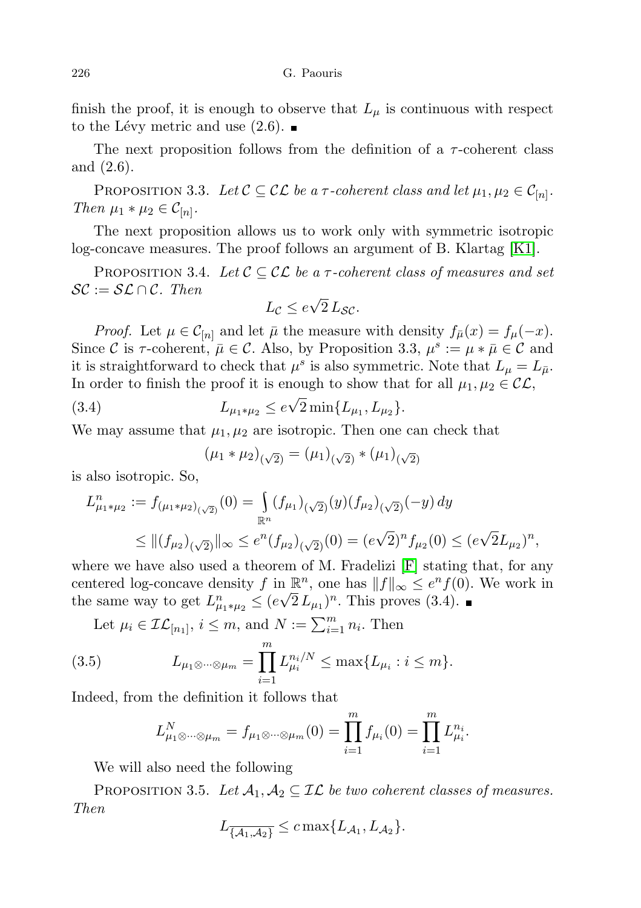finish the proof, it is enough to observe that $L_\mu$ is continuous with respect to the Lévy metric and use (2.6). ■

The next proposition follows from the definition of a $\tau$-coherent class and (2.6).

Proposition 3.3. *Let $\mathcal{C} \subseteq \mathcal{CL}$ be a $\tau$-coherent class and let $\mu_1, \mu_2 \in \mathcal{C}_{[n]}$. Then $\mu_1 * \mu_2 \in \mathcal{C}_{[n]}$.*

The next proposition allows us to work only with symmetric isotropic log-concave measures. The proof follows an argument of B. Klartag [K1].

Proposition 3.4. *Let $\mathcal{C} \subseteq \mathcal{CL}$ be a $\tau$-coherent class of measures and set $\mathcal{SC} := \mathcal{SL} \cap \mathcal{C}$. Then*

$$L_{\mathcal{C}} \leq e\sqrt{2}\, L_{\mathcal{SC}}.$$

*Proof.* Let $\mu \in \mathcal{C}_{[n]}$ and let $\bar{\mu}$ the measure with density $f_{\bar{\mu}}(x) = f_\mu(-x)$. Since $\mathcal{C}$ is $\tau$-coherent, $\bar{\mu} \in \mathcal{C}$. Also, by Proposition 3.3, $\mu^s := \mu * \bar{\mu} \in \mathcal{C}$ and it is straightforward to check that $\mu^s$ is also symmetric. Note that $L_\mu = L_{\bar{\mu}}$. In order to finish the proof it is enough to show that for all $\mu_1, \mu_2 \in \mathcal{CL}$,

$$L_{\mu_1 * \mu_2} \leq e\sqrt{2} \min\{L_{\mu_1}, L_{\mu_2}\}. \tag{3.4}$$

We may assume that $\mu_1, \mu_2$ are isotropic. Then one can check that

$$(\mu_1 * \mu_2)_{(\sqrt{2})} = (\mu_1)_{(\sqrt{2})} * (\mu_1)_{(\sqrt{2})}$$

is also isotropic. So,

$$\begin{aligned} L^n_{\mu_1 * \mu_2} := f_{(\mu_1 * \mu_2)_{(\sqrt{2})}}(0) &= \int_{\mathbb{R}^n} (f_{\mu_1})_{(\sqrt{2})}(y) (f_{\mu_2})_{(\sqrt{2})}(-y)\, dy \\ &\leq \|(f_{\mu_2})_{(\sqrt{2})}\|_\infty \leq e^n (f_{\mu_2})_{(\sqrt{2})}(0) = (e\sqrt{2})^n f_{\mu_2}(0) \leq (e\sqrt{2} L_{\mu_2})^n, \end{aligned}$$

where we have also used a theorem of M. Fradelizi [F] stating that, for any centered log-concave density $f$ in $\mathbb{R}^n$, one has $\|f\|_\infty \leq e^n f(0)$. We work in the same way to get $L^n_{\mu_1 * \mu_2} \leq (e\sqrt{2}\, L_{\mu_1})^n$. This proves (3.4). ■

Let $\mu_i \in \mathcal{IL}_{[n_1]}$, $i \leq m$, and $N := \sum_{i=1}^m n_i$. Then

$$L_{\mu_1 \otimes \cdots \otimes \mu_m} = \prod_{i=1}^m L_{\mu_i}^{n_i/N} \leq \max\{L_{\mu_i} : i \leq m\}. \tag{3.5}$$

Indeed, from the definition it follows that

$$L^N_{\mu_1 \otimes \cdots \otimes \mu_m} = f_{\mu_1 \otimes \cdots \otimes \mu_m}(0) = \prod_{i=1}^m f_{\mu_i}(0) = \prod_{i=1}^m L_{\mu_i}^{n_i}.$$

We will also need the following

Proposition 3.5. *Let $\mathcal{A}_1, \mathcal{A}_2 \subseteq \mathcal{IL}$ be two coherent classes of measures. Then*

$$L_{\overline{\{\mathcal{A}_1, \mathcal{A}_2\}}} \leq c \max\{L_{\mathcal{A}_1}, L_{\mathcal{A}_2}\}.$$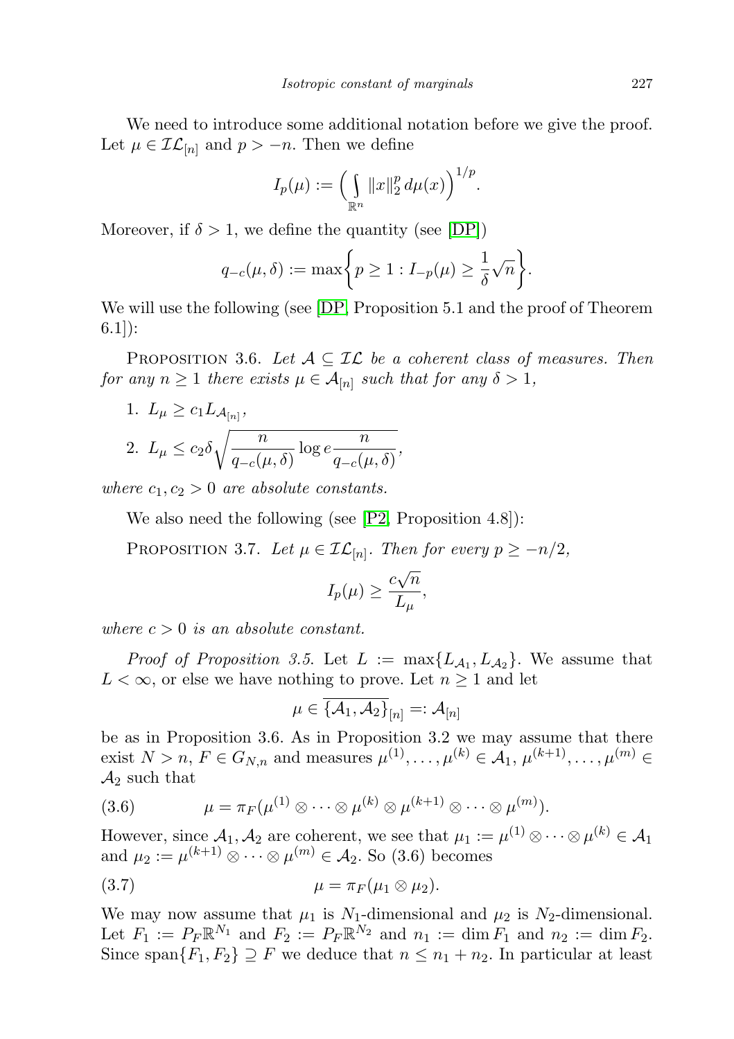We need to introduce some additional notation before we give the proof. Let $\mu \in \mathcal{IL}_{[n]}$ and $p > -n$. Then we define

$$I_p(\mu) := \Big( \int\limits_{\mathbb{R}^n} \|x\|_2^p \, d\mu(x) \Big)^{1/p}.$$

Moreover, if $\delta > 1$, we define the quantity (see [DP])

$$q_{-c}(\mu, \delta) := \max\bigg\{ p \geq 1 : I_{-p}(\mu) \geq \frac{1}{\delta}\sqrt{n} \bigg\}.$$

We will use the following (see [DP, Proposition 5.1 and the proof of Theorem 6.1]):

Proposition 3.6. *Let $\mathcal{A} \subseteq \mathcal{IL}$ be a coherent class of measures. Then for any $n \geq 1$ there exists $\mu \in \mathcal{A}_{[n]}$ such that for any $\delta > 1$,*

1. $L_\mu \geq c_1 L_{\mathcal{A}_{[n]}}$,
2. $L_\mu \leq c_2 \delta \sqrt{\dfrac{n}{q_{-c}(\mu, \delta)} \log e \dfrac{n}{q_{-c}(\mu, \delta)}}$,

*where $c_1, c_2 > 0$ are absolute constants.*

We also need the following (see [P2, Proposition 4.8]):

Proposition 3.7. *Let $\mu \in \mathcal{IL}_{[n]}$. Then for every $p \geq -n/2$,*

$$I_p(\mu) \geq \frac{c\sqrt{n}}{L_\mu},$$

*where $c > 0$ is an absolute constant.*

*Proof of Proposition 3.5.* Let $L := \max\{L_{\mathcal{A}_1}, L_{\mathcal{A}_2}\}$. We assume that $L < \infty$, or else we have nothing to prove. Let $n \geq 1$ and let

$$\mu \in \overline{\{\mathcal{A}_1, \mathcal{A}_2\}}_{[n]} =: \mathcal{A}_{[n]}$$

be as in Proposition 3.6. As in Proposition 3.2 we may assume that there exist $N > n$, $F \in G_{N,n}$ and measures $\mu^{(1)}, \dots, \mu^{(k)} \in \mathcal{A}_1$, $\mu^{(k+1)}, \dots, \mu^{(m)} \in \mathcal{A}_2$ such that

$$\mu = \pi_F(\mu^{(1)} \otimes \cdots \otimes \mu^{(k)} \otimes \mu^{(k+1)} \otimes \cdots \otimes \mu^{(m)}). \tag{3.6}$$

However, since $\mathcal{A}_1, \mathcal{A}_2$ are coherent, we see that $\mu_1 := \mu^{(1)} \otimes \cdots \otimes \mu^{(k)} \in \mathcal{A}_1$ and $\mu_2 := \mu^{(k+1)} \otimes \cdots \otimes \mu^{(m)} \in \mathcal{A}_2$. So (3.6) becomes

$$\mu = \pi_F(\mu_1 \otimes \mu_2). \tag{3.7}$$

We may now assume that $\mu_1$ is $N_1$-dimensional and $\mu_2$ is $N_2$-dimensional. Let $F_1 := P_F\mathbb{R}^{N_1}$ and $F_2 := P_F\mathbb{R}^{N_2}$ and $n_1 := \dim F_1$ and $n_2 := \dim F_2$. Since $\operatorname{span}\{F_1, F_2\} \supseteq F$ we deduce that $n \leq n_1 + n_2$. In particular at least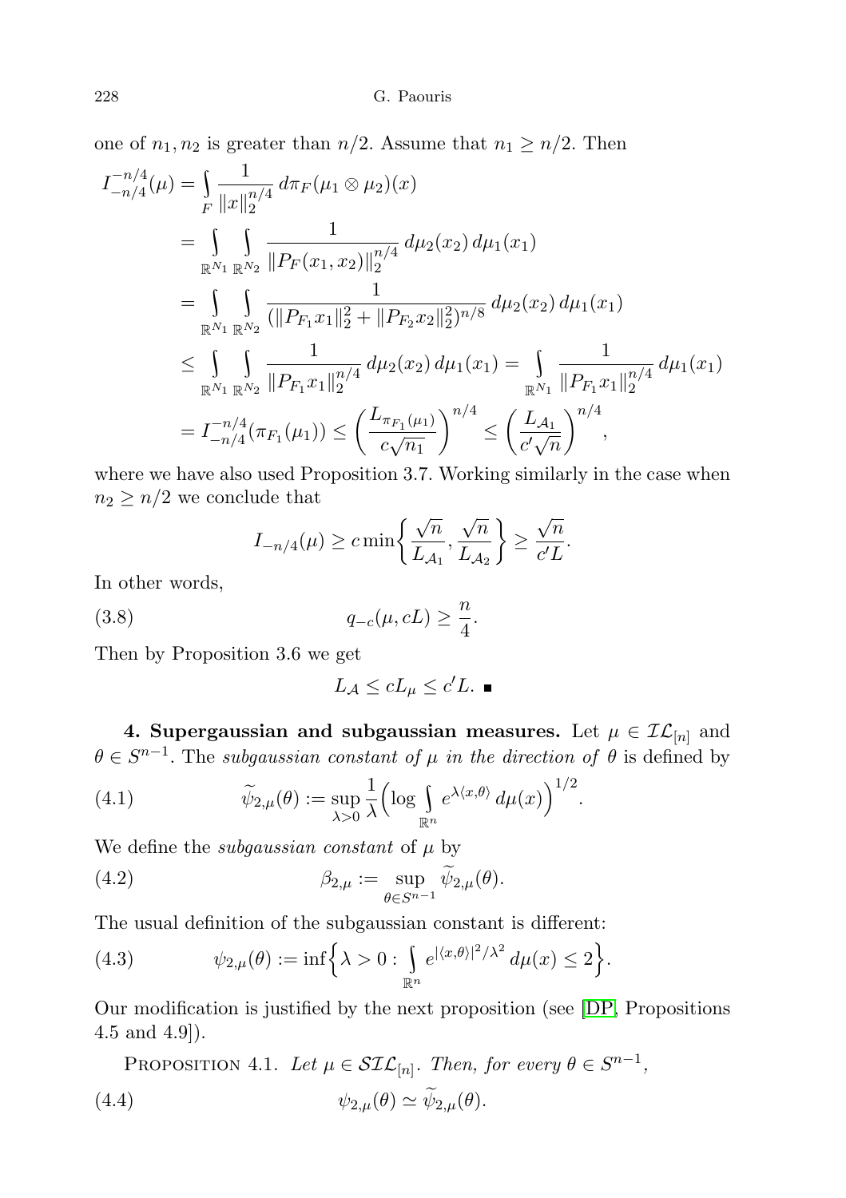one of $n_1, n_2$ is greater than $n/2$. Assume that $n_1 \geq n/2$. Then

$$
\begin{aligned}
I_{-n/4}^{-n/4}(\mu) &= \int_F \frac{1}{\|x\|_2^{n/4}}\, d\pi_F(\mu_1 \otimes \mu_2)(x) \\
&= \int_{\mathbb{R}^{N_1}} \int_{\mathbb{R}^{N_2}} \frac{1}{\|P_F(x_1, x_2)\|_2^{n/4}}\, d\mu_2(x_2)\, d\mu_1(x_1) \\
&= \int_{\mathbb{R}^{N_1}} \int_{\mathbb{R}^{N_2}} \frac{1}{(\|P_{F_1} x_1\|_2^2 + \|P_{F_2} x_2\|_2^2)^{n/8}}\, d\mu_2(x_2)\, d\mu_1(x_1) \\
&\leq \int_{\mathbb{R}^{N_1}} \int_{\mathbb{R}^{N_2}} \frac{1}{\|P_{F_1} x_1\|_2^{n/4}}\, d\mu_2(x_2)\, d\mu_1(x_1) = \int_{\mathbb{R}^{N_1}} \frac{1}{\|P_{F_1} x_1\|_2^{n/4}}\, d\mu_1(x_1) \\
&= I_{-n/4}^{-n/4}(\pi_{F_1}(\mu_1)) \leq \left(\frac{L_{\pi_{F_1}(\mu_1)}}{c\sqrt{n_1}}\right)^{n/4} \leq \left(\frac{L_{\mathcal{A}_1}}{c'\sqrt{n}}\right)^{n/4},
\end{aligned}
$$

where we have also used Proposition 3.7. Working similarly in the case when $n_2 \geq n/2$ we conclude that

$$
I_{-n/4}(\mu) \geq c \min\left\{\frac{\sqrt{n}}{L_{\mathcal{A}_1}}, \frac{\sqrt{n}}{L_{\mathcal{A}_2}}\right\} \geq \frac{\sqrt{n}}{c'L}.
$$

In other words,

$$
q_{-c}(\mu, cL) \geq \frac{n}{4}. \tag{3.8}
$$

Then by Proposition 3.6 we get

$$
L_{\mathcal{A}} \leq cL_\mu \leq c'L. \quad \blacksquare
$$

**4. Supergaussian and subgaussian measures.** Let $\mu \in \mathcal{IL}_{[n]}$ and $\theta \in S^{n-1}$. The *subgaussian constant of* $\mu$ *in the direction of* $\theta$ is defined by

$$
\widetilde{\psi}_{2,\mu}(\theta) := \sup_{\lambda > 0} \frac{1}{\lambda}\Big(\log \int_{\mathbb{R}^n} e^{\lambda\langle x, \theta\rangle}\, d\mu(x)\Big)^{1/2}. \tag{4.1}
$$

We define the *subgaussian constant* of $\mu$ by

$$
\beta_{2,\mu} := \sup_{\theta \in S^{n-1}} \widetilde{\psi}_{2,\mu}(\theta). \tag{4.2}
$$

The usual definition of the subgaussian constant is different:

$$
\psi_{2,\mu}(\theta) := \inf\Big\{\lambda > 0 : \int_{\mathbb{R}^n} e^{|\langle x, \theta\rangle|^2/\lambda^2}\, d\mu(x) \leq 2\Big\}. \tag{4.3}
$$

Our modification is justified by the next proposition (see [DP, Propositions 4.5 and 4.9]).

PROPOSITION 4.1. *Let* $\mu \in \mathcal{SIL}_{[n]}$. *Then, for every* $\theta \in S^{n-1}$,

$$
\psi_{2,\mu}(\theta) \simeq \widetilde{\psi}_{2,\mu}(\theta). \tag{4.4}
$$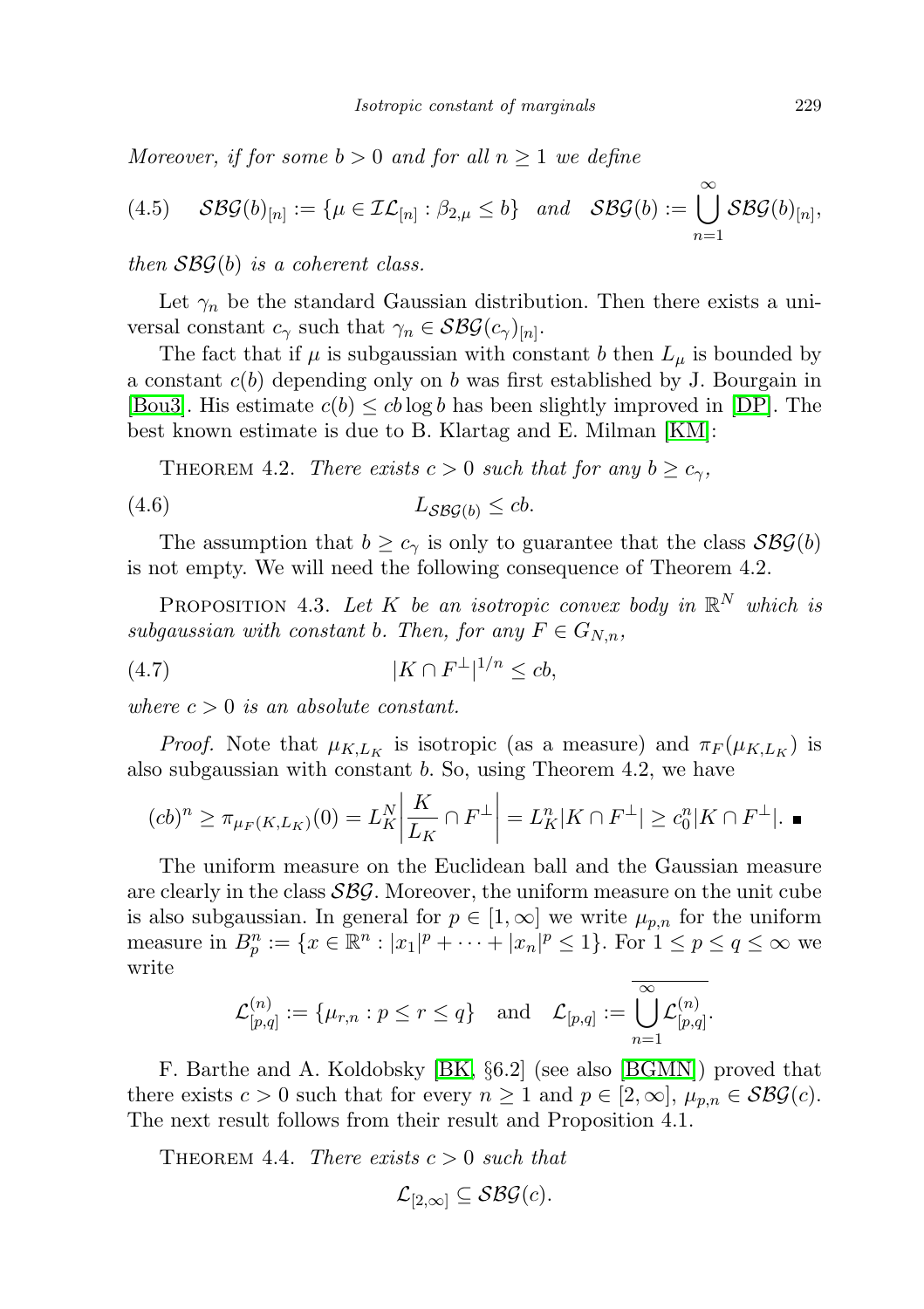*Moreover, if for some $b > 0$ and for all $n \geq 1$ we define*

$$(4.5) \qquad \mathcal{SBG}(b)_{[n]} := \{\mu \in \mathcal{IL}_{[n]} : \beta_{2,\mu} \leq b\} \quad \text{and} \quad \mathcal{SBG}(b) := \bigcup_{n=1}^{\infty} \mathcal{SBG}(b)_{[n]},$$

*then $\mathcal{SBG}(b)$ is a coherent class.*

Let $\gamma_n$ be the standard Gaussian distribution. Then there exists a universal constant $c_\gamma$ such that $\gamma_n \in \mathcal{SBG}(c_\gamma)_{[n]}$.

The fact that if $\mu$ is subgaussian with constant $b$ then $L_\mu$ is bounded by a constant $c(b)$ depending only on $b$ was first established by J. Bourgain in [Bou3]. His estimate $c(b) \leq cb \log b$ has been slightly improved in [DP]. The best known estimate is due to B. Klartag and E. Milman [KM]:

THEOREM 4.2. *There exists $c > 0$ such that for any $b \geq c_\gamma$,*

$$(4.6) \qquad L_{\mathcal{SBG}(b)} \leq cb.$$

The assumption that $b \geq c_\gamma$ is only to guarantee that the class $\mathcal{SBG}(b)$ is not empty. We will need the following consequence of Theorem 4.2.

PROPOSITION 4.3. *Let $K$ be an isotropic convex body in $\mathbb{R}^N$ which is subgaussian with constant $b$. Then, for any $F \in G_{N,n}$,*

$$(4.7) \qquad |K \cap F^\perp|^{1/n} \leq cb,$$

*where $c > 0$ is an absolute constant.*

*Proof.* Note that $\mu_{K,L_K}$ is isotropic (as a measure) and $\pi_F(\mu_{K,L_K})$ is also subgaussian with constant $b$. So, using Theorem 4.2, we have

$$(cb)^n \geq \pi_{\mu_F(K,L_K)}(0) = L_K^N \left| \frac{K}{L_K} \cap F^\perp \right| = L_K^n |K \cap F^\perp| \geq c_0^n |K \cap F^\perp|. \ \blacksquare$$

The uniform measure on the Euclidean ball and the Gaussian measure are clearly in the class $\mathcal{SBG}$. Moreover, the uniform measure on the unit cube is also subgaussian. In general for $p \in [1, \infty]$ we write $\mu_{p,n}$ for the uniform measure in $B_p^n := \{x \in \mathbb{R}^n : |x_1|^p + \cdots + |x_n|^p \leq 1\}$. For $1 \leq p \leq q \leq \infty$ we write

$$\mathcal{L}_{[p,q]}^{(n)} := \{\mu_{r,n} : p \leq r \leq q\} \quad \text{and} \quad \mathcal{L}_{[p,q]} := \overline{\bigcup_{n=1}^{\infty} \mathcal{L}_{[p,q]}^{(n)}}.$$

F. Barthe and A. Koldobsky [BK, §6.2] (see also [BGMN]) proved that there exists $c > 0$ such that for every $n \geq 1$ and $p \in [2, \infty]$, $\mu_{p,n} \in \mathcal{SBG}(c)$. The next result follows from their result and Proposition 4.1.

THEOREM 4.4. *There exists $c > 0$ such that*

$$\mathcal{L}_{[2,\infty]} \subseteq \mathcal{SBG}(c).$$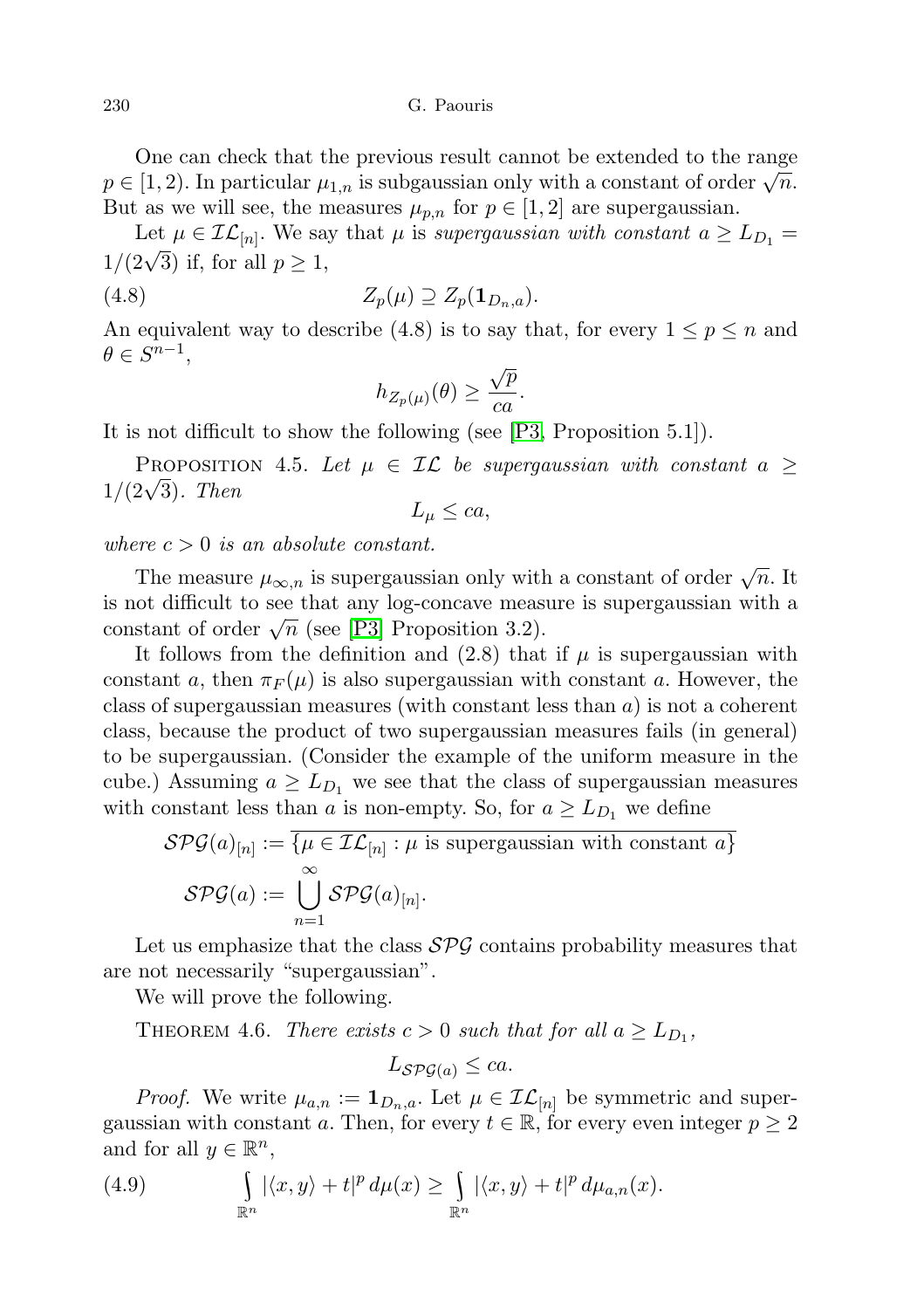One can check that the previous result cannot be extended to the range $p \in [1,2)$. In particular $\mu_{1,n}$ is subgaussian only with a constant of order $\sqrt{n}$. But as we will see, the measures $\mu_{p,n}$ for $p \in [1,2]$ are supergaussian.

Let $\mu \in \mathcal{IL}_{[n]}$. We say that $\mu$ is *supergaussian with constant* $a \geq L_{D_1} = 1/(2\sqrt{3})$ if, for all $p \geq 1$,

$$Z_p(\mu) \supseteq Z_p(\mathbf{1}_{D_n,a}). \tag{4.8}$$

An equivalent way to describe (4.8) is to say that, for every $1 \leq p \leq n$ and $\theta \in S^{n-1}$,

$$h_{Z_p(\mu)}(\theta) \geq \frac{\sqrt{p}}{ca}.$$

It is not difficult to show the following (see [P3, Proposition 5.1]).

Proposition 4.5. *Let $\mu \in \mathcal{IL}$ be supergaussian with constant $a \geq 1/(2\sqrt{3})$. Then*

$$L_\mu \leq ca,$$

*where $c > 0$ is an absolute constant.*

The measure $\mu_{\infty,n}$ is supergaussian only with a constant of order $\sqrt{n}$. It is not difficult to see that any log-concave measure is supergaussian with a constant of order $\sqrt{n}$ (see [P3] Proposition 3.2).

It follows from the definition and (2.8) that if $\mu$ is supergaussian with constant $a$, then $\pi_F(\mu)$ is also supergaussian with constant $a$. However, the class of supergaussian measures (with constant less than $a$) is not a coherent class, because the product of two supergaussian measures fails (in general) to be supergaussian. (Consider the example of the uniform measure in the cube.) Assuming $a \geq L_{D_1}$ we see that the class of supergaussian measures with constant less than $a$ is non-empty. So, for $a \geq L_{D_1}$ we define

$$\mathcal{SPG}(a)_{[n]} := \overline{\{\mu \in \mathcal{IL}_{[n]} : \mu \text{ is supergaussian with constant } a\}}$$

$$\mathcal{SPG}(a) := \bigcup_{n=1}^{\infty} \mathcal{SPG}(a)_{[n]}.$$

Let us emphasize that the class $\mathcal{SPG}$ contains probability measures that are not necessarily "supergaussian".

We will prove the following.

Theorem 4.6. *There exists $c > 0$ such that for all $a \geq L_{D_1}$,*

$$L_{\mathcal{SPG}(a)} \leq ca.$$

*Proof.* We write $\mu_{a,n} := \mathbf{1}_{D_n,a}$. Let $\mu \in \mathcal{IL}_{[n]}$ be symmetric and supergaussian with constant $a$. Then, for every $t \in \mathbb{R}$, for every even integer $p \geq 2$ and for all $y \in \mathbb{R}^n$,

$$\int_{\mathbb{R}^n} |\langle x, y\rangle + t|^p \, d\mu(x) \geq \int_{\mathbb{R}^n} |\langle x, y\rangle + t|^p \, d\mu_{a,n}(x). \tag{4.9}$$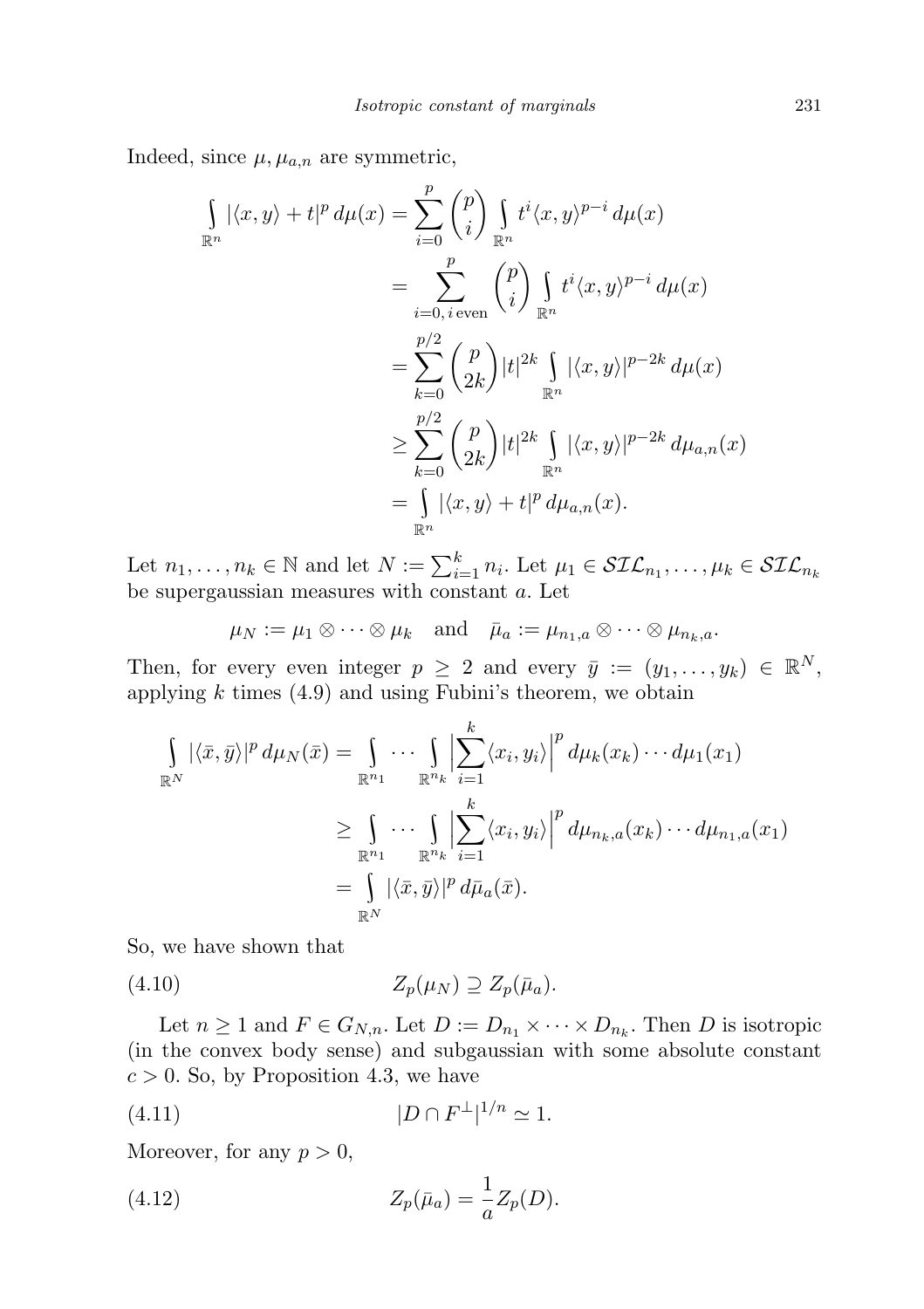Indeed, since $\mu, \mu_{a,n}$ are symmetric,

$$
\begin{aligned}
\int_{\mathbb{R}^n} |\langle x, y\rangle + t|^p \, d\mu(x) &= \sum_{i=0}^{p} \binom{p}{i} \int_{\mathbb{R}^n} t^i \langle x, y\rangle^{p-i} \, d\mu(x) \\
&= \sum_{i=0,\, i \,\text{even}}^{p} \binom{p}{i} \int_{\mathbb{R}^n} t^i \langle x, y\rangle^{p-i} \, d\mu(x) \\
&= \sum_{k=0}^{p/2} \binom{p}{2k} |t|^{2k} \int_{\mathbb{R}^n} |\langle x, y\rangle|^{p-2k} \, d\mu(x) \\
&\geq \sum_{k=0}^{p/2} \binom{p}{2k} |t|^{2k} \int_{\mathbb{R}^n} |\langle x, y\rangle|^{p-2k} \, d\mu_{a,n}(x) \\
&= \int_{\mathbb{R}^n} |\langle x, y\rangle + t|^p \, d\mu_{a,n}(x).
\end{aligned}
$$

Let $n_1, \ldots, n_k \in \mathbb{N}$ and let $N := \sum_{i=1}^{k} n_i$. Let $\mu_1 \in \mathcal{SIL}_{n_1}, \ldots, \mu_k \in \mathcal{SIL}_{n_k}$ be supergaussian measures with constant $a$. Let

$$
\mu_N := \mu_1 \otimes \cdots \otimes \mu_k \quad \text{and} \quad \bar{\mu}_a := \mu_{n_1,a} \otimes \cdots \otimes \mu_{n_k,a}.
$$

Then, for every even integer $p \geq 2$ and every $\bar{y} := (y_1, \ldots, y_k) \in \mathbb{R}^N$, applying $k$ times (4.9) and using Fubini's theorem, we obtain

$$
\begin{aligned}
\int_{\mathbb{R}^N} |\langle \bar{x}, \bar{y}\rangle|^p \, d\mu_N(\bar{x}) &= \int_{\mathbb{R}^{n_1}} \cdots \int_{\mathbb{R}^{n_k}} \Big| \sum_{i=1}^{k} \langle x_i, y_i\rangle \Big|^p \, d\mu_k(x_k) \cdots d\mu_1(x_1) \\
&\geq \int_{\mathbb{R}^{n_1}} \cdots \int_{\mathbb{R}^{n_k}} \Big| \sum_{i=1}^{k} \langle x_i, y_i\rangle \Big|^p \, d\mu_{n_k,a}(x_k) \cdots d\mu_{n_1,a}(x_1) \\
&= \int_{\mathbb{R}^N} |\langle \bar{x}, \bar{y}\rangle|^p \, d\bar{\mu}_a(\bar{x}).
\end{aligned}
$$

So, we have shown that

$$
Z_p(\mu_N) \supseteq Z_p(\bar{\mu}_a). \tag{4.10}
$$

Let $n \geq 1$ and $F \in G_{N,n}$. Let $D := D_{n_1} \times \cdots \times D_{n_k}$. Then $D$ is isotropic (in the convex body sense) and subgaussian with some absolute constant $c > 0$. So, by Proposition 4.3, we have

$$
|D \cap F^{\perp}|^{1/n} \simeq 1. \tag{4.11}
$$

Moreover, for any $p > 0$,

$$
Z_p(\bar{\mu}_a) = \frac{1}{a} Z_p(D). \tag{4.12}
$$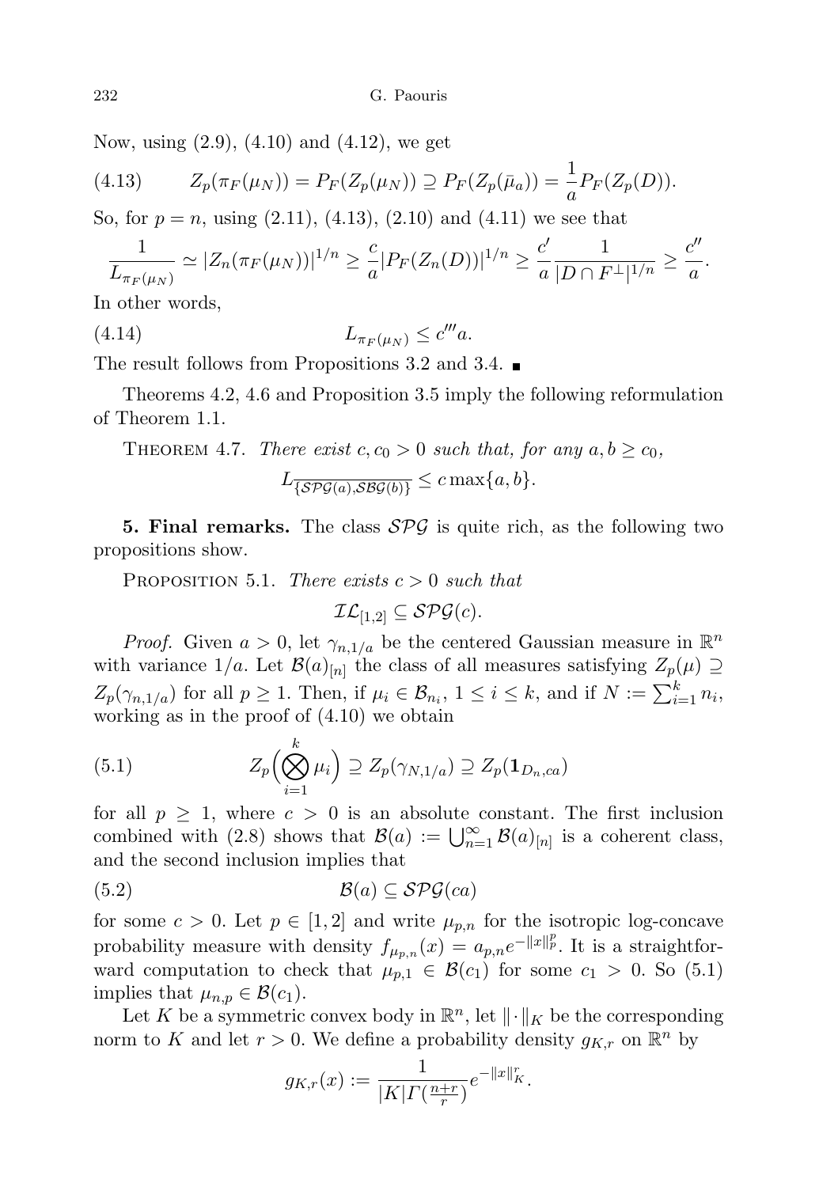Now, using (2.9), (4.10) and (4.12), we get

$$Z_p(\pi_F(\mu_N)) = P_F(Z_p(\mu_N)) \supseteq P_F(Z_p(\bar{\mu}_a)) = \frac{1}{a} P_F(Z_p(D)). \tag{4.13}$$

So, for $p = n$, using (2.11), (4.13), (2.10) and (4.11) we see that

$$\frac{1}{L_{\pi_F(\mu_N)}} \simeq |Z_n(\pi_F(\mu_N))|^{1/n} \geq \frac{c}{a} |P_F(Z_n(D))|^{1/n} \geq \frac{c'}{a} \frac{1}{|D \cap F^{\perp}|^{1/n}} \geq \frac{c''}{a}.$$

In other words,

$$L_{\pi_F(\mu_N)} \leq c''' a. \tag{4.14}$$

The result follows from Propositions 3.2 and 3.4. ∎

Theorems 4.2, 4.6 and Proposition 3.5 imply the following reformulation of Theorem 1.1.

THEOREM 4.7. *There exist $c, c_0 > 0$ such that, for any $a, b \geq c_0$,*

$$L_{\overline{\{\mathcal{SPG}(a), \mathcal{SBG}(b)\}}} \leq c \max\{a, b\}.$$

**5. Final remarks.** The class $\mathcal{SPG}$ is quite rich, as the following two propositions show.

PROPOSITION 5.1. *There exists $c > 0$ such that*

$$\mathcal{IL}_{[1,2]} \subseteq \mathcal{SPG}(c).$$

*Proof.* Given $a > 0$, let $\gamma_{n,1/a}$ be the centered Gaussian measure in $\mathbb{R}^n$ with variance $1/a$. Let $\mathcal{B}(a)_{[n]}$ the class of all measures satisfying $Z_p(\mu) \supseteq Z_p(\gamma_{n,1/a})$ for all $p \geq 1$. Then, if $\mu_i \in \mathcal{B}_{n_i}$, $1 \leq i \leq k$, and if $N := \sum_{i=1}^k n_i$, working as in the proof of (4.10) we obtain

$$Z_p\Big(\bigotimes_{i=1}^k \mu_i\Big) \supseteq Z_p(\gamma_{N,1/a}) \supseteq Z_p(\mathbf{1}_{D_n, ca}) \tag{5.1}$$

for all $p \geq 1$, where $c > 0$ is an absolute constant. The first inclusion combined with (2.8) shows that $\mathcal{B}(a) := \bigcup_{n=1}^{\infty} \mathcal{B}(a)_{[n]}$ is a coherent class, and the second inclusion implies that

$$\mathcal{B}(a) \subseteq \mathcal{SPG}(ca) \tag{5.2}$$

for some $c > 0$. Let $p \in [1, 2]$ and write $\mu_{p,n}$ for the isotropic log-concave probability measure with density $f_{\mu_{p,n}}(x) = a_{p,n} e^{-\|x\|_p^p}$. It is a straightforward computation to check that $\mu_{p,1} \in \mathcal{B}(c_1)$ for some $c_1 > 0$. So (5.1) implies that $\mu_{n,p} \in \mathcal{B}(c_1)$.

Let $K$ be a symmetric convex body in $\mathbb{R}^n$, let $\|\cdot\|_K$ be the corresponding norm to $K$ and let $r > 0$. We define a probability density $g_{K,r}$ on $\mathbb{R}^n$ by

$$g_{K,r}(x) := \frac{1}{|K| \Gamma(\frac{n+r}{r})} e^{-\|x\|_K^r}.$$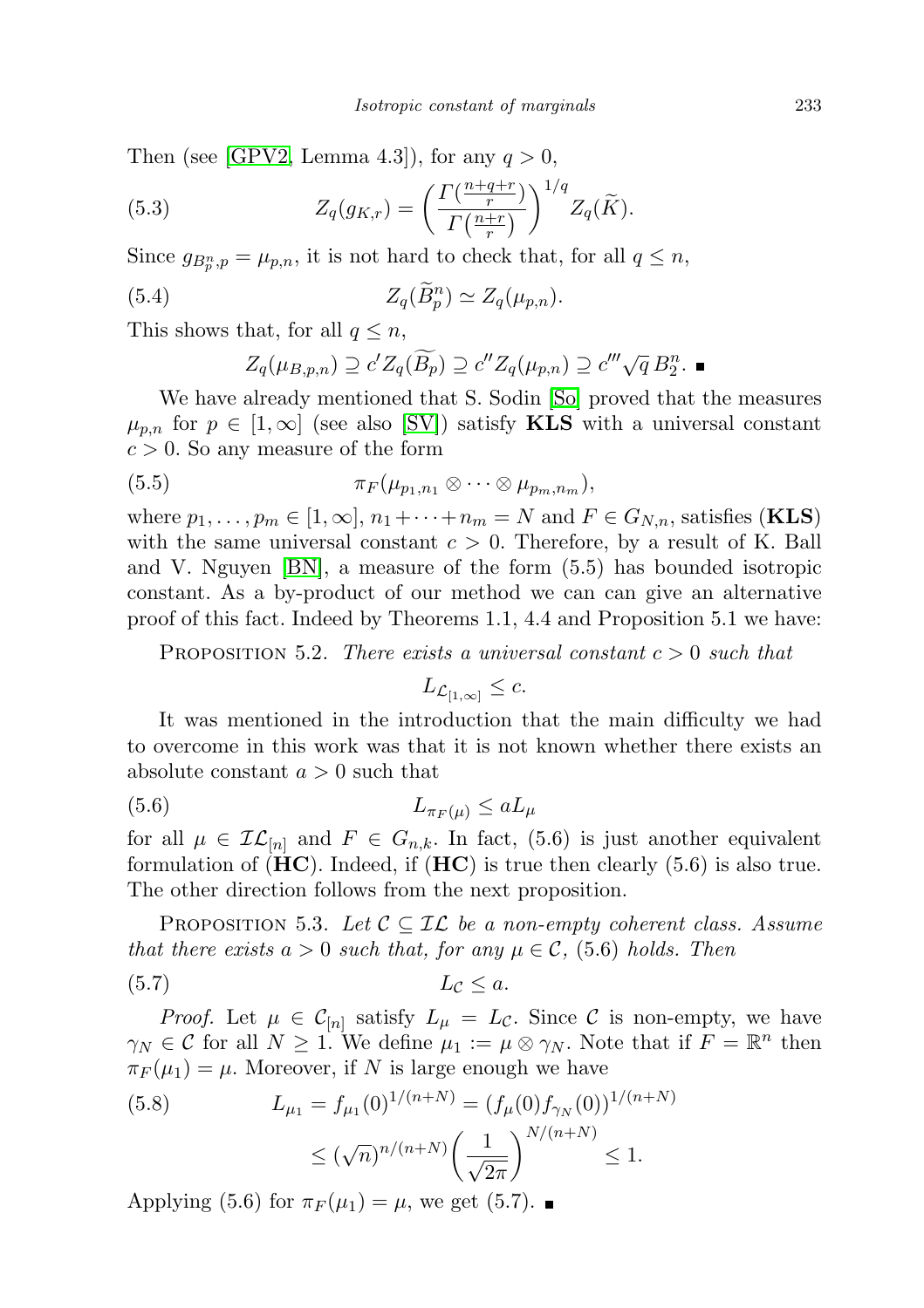Then (see [GPV2, Lemma 4.3]), for any $q > 0$,

$$Z_q(g_{K,r}) = \left( \frac{\Gamma\left(\frac{n+q+r}{r}\right)}{\Gamma\left(\frac{n+r}{r}\right)} \right)^{1/q} Z_q(\widetilde{K}). \tag{5.3}$$

Since $g_{B_p^n,p} = \mu_{p,n}$, it is not hard to check that, for all $q \leq n$,

$$Z_q(\widetilde{B}_p^n) \simeq Z_q(\mu_{p,n}). \tag{5.4}$$

This shows that, for all $q \leq n$,

$$Z_q(\mu_{B,p,n}) \supseteq c' Z_q(\widetilde{B_p}) \supseteq c'' Z_q(\mu_{p,n}) \supseteq c''' \sqrt{q}\, B_2^n. \ \blacksquare$$

We have already mentioned that S. Sodin [So] proved that the measures $\mu_{p,n}$ for $p \in [1,\infty]$ (see also [SV]) satisfy **KLS** with a universal constant $c > 0$. So any measure of the form

$$\pi_F(\mu_{p_1,n_1} \otimes \cdots \otimes \mu_{p_m,n_m}), \tag{5.5}$$

where $p_1, \ldots, p_m \in [1,\infty]$, $n_1 + \cdots + n_m = N$ and $F \in G_{N,n}$, satisfies (**KLS**) with the same universal constant $c > 0$. Therefore, by a result of K. Ball and V. Nguyen [BN], a measure of the form (5.5) has bounded isotropic constant. As a by-product of our method we can can give an alternative proof of this fact. Indeed by Theorems 1.1, 4.4 and Proposition 5.1 we have:

Proposition 5.2. *There exists a universal constant $c > 0$ such that*

$$L_{\mathcal{L}_{[1,\infty]}} \leq c.$$

It was mentioned in the introduction that the main difficulty we had to overcome in this work was that it is not known whether there exists an absolute constant $a > 0$ such that

$$L_{\pi_F(\mu)} \leq a L_\mu \tag{5.6}$$

for all $\mu \in \mathcal{IL}_{[n]}$ and $F \in G_{n,k}$. In fact, (5.6) is just another equivalent formulation of (**HC**). Indeed, if (**HC**) is true then clearly (5.6) is also true. The other direction follows from the next proposition.

Proposition 5.3. *Let $\mathcal{C} \subseteq \mathcal{IL}$ be a non-empty coherent class. Assume that there exists $a > 0$ such that, for any $\mu \in \mathcal{C}$, (5.6) holds. Then*

$$L_{\mathcal{C}} \leq a. \tag{5.7}$$

*Proof.* Let $\mu \in \mathcal{C}_{[n]}$ satisfy $L_\mu = L_{\mathcal{C}}$. Since $\mathcal{C}$ is non-empty, we have $\gamma_N \in \mathcal{C}$ for all $N \geq 1$. We define $\mu_1 := \mu \otimes \gamma_N$. Note that if $F = \mathbb{R}^n$ then $\pi_F(\mu_1) = \mu$. Moreover, if $N$ is large enough we have

$$\begin{aligned} L_{\mu_1} = f_{\mu_1}(0)^{1/(n+N)} &= (f_\mu(0) f_{\gamma_N}(0))^{1/(n+N)} \\ &\leq (\sqrt{n})^{n/(n+N)} \left( \frac{1}{\sqrt{2\pi}} \right)^{N/(n+N)} \leq 1. \end{aligned} \tag{5.8}$$

Applying (5.6) for $\pi_F(\mu_1) = \mu$, we get (5.7). $\blacksquare$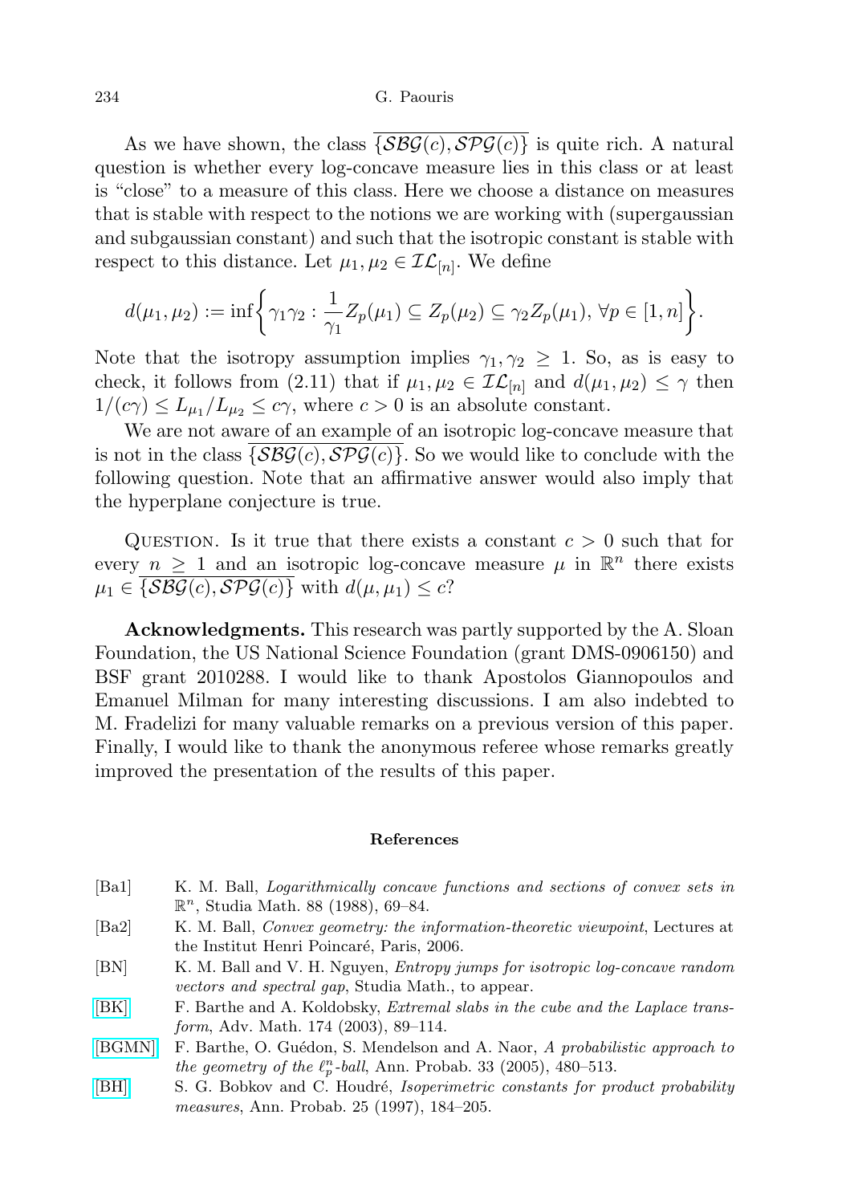As we have shown, the class $\overline{\{\mathcal{SBG}(c), \mathcal{SPG}(c)\}}$ is quite rich. A natural question is whether every log-concave measure lies in this class or at least is "close" to a measure of this class. Here we choose a distance on measures that is stable with respect to the notions we are working with (supergaussian and subgaussian constant) and such that the isotropic constant is stable with respect to this distance. Let $\mu_1, \mu_2 \in \mathcal{IL}_{[n]}$. We define

$$d(\mu_1, \mu_2) := \inf\left\{\gamma_1\gamma_2 : \frac{1}{\gamma_1} Z_p(\mu_1) \subseteq Z_p(\mu_2) \subseteq \gamma_2 Z_p(\mu_1),\ \forall p \in [1, n]\right\}.$$

Note that the isotropy assumption implies $\gamma_1, \gamma_2 \geq 1$. So, as is easy to check, it follows from (2.11) that if $\mu_1, \mu_2 \in \mathcal{IL}_{[n]}$ and $d(\mu_1, \mu_2) \leq \gamma$ then $1/(c\gamma) \leq L_{\mu_1}/L_{\mu_2} \leq c\gamma$, where $c > 0$ is an absolute constant.

We are not aware of an example of an isotropic log-concave measure that is not in the class $\overline{\{\mathcal{SBG}(c), \mathcal{SPG}(c)\}}$. So we would like to conclude with the following question. Note that an affirmative answer would also imply that the hyperplane conjecture is true.

Question. Is it true that there exists a constant $c > 0$ such that for every $n \geq 1$ and an isotropic log-concave measure $\mu$ in $\mathbb{R}^n$ there exists $\mu_1 \in \overline{\{\mathcal{SBG}(c), \mathcal{SPG}(c)\}}$ with $d(\mu, \mu_1) \leq c$?

**Acknowledgments.** This research was partly supported by the A. Sloan Foundation, the US National Science Foundation (grant DMS-0906150) and BSF grant 2010288. I would like to thank Apostolos Giannopoulos and Emanuel Milman for many interesting discussions. I am also indebted to M. Fradelizi for many valuable remarks on a previous version of this paper. Finally, I would like to thank the anonymous referee whose remarks greatly improved the presentation of the results of this paper.

## References

[Ba1] K. M. Ball, *Logarithmically concave functions and sections of convex sets in* $\mathbb{R}^n$, Studia Math. 88 (1988), 69–84.

[Ba2] K. M. Ball, *Convex geometry: the information-theoretic viewpoint*, Lectures at the Institut Henri Poincaré, Paris, 2006.

[BN] K. M. Ball and V. H. Nguyen, *Entropy jumps for isotropic log-concave random vectors and spectral gap*, Studia Math., to appear.

[BK] F. Barthe and A. Koldobsky, *Extremal slabs in the cube and the Laplace transform*, Adv. Math. 174 (2003), 89–114.

[BGMN] F. Barthe, O. Guédon, S. Mendelson and A. Naor, *A probabilistic approach to the geometry of the* $\ell_p^n$*-ball*, Ann. Probab. 33 (2005), 480–513.

[BH] S. G. Bobkov and C. Houdré, *Isoperimetric constants for product probability measures*, Ann. Probab. 25 (1997), 184–205.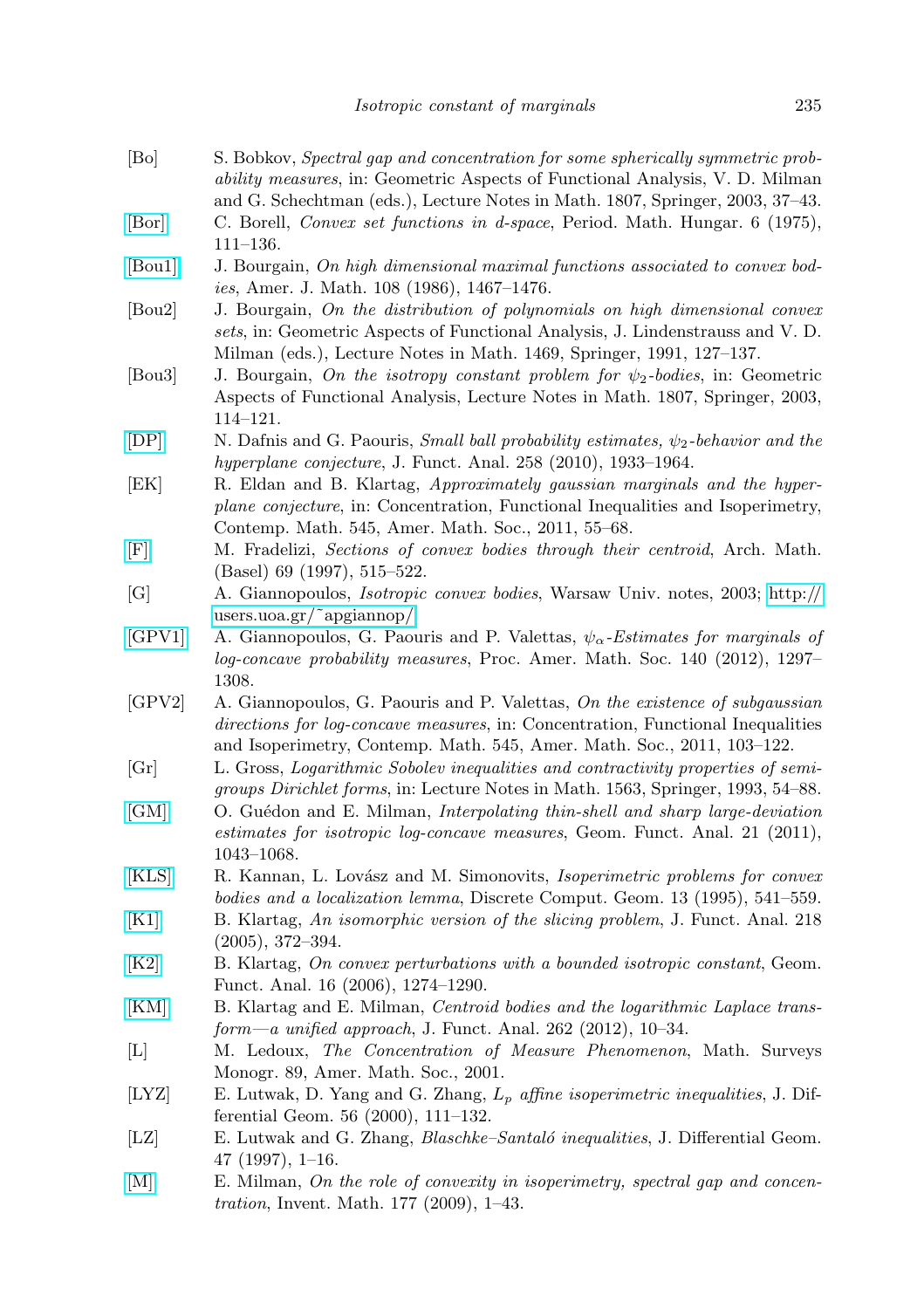[Bo] S. Bobkov, *Spectral gap and concentration for some spherically symmetric probability measures*, in: Geometric Aspects of Functional Analysis, V. D. Milman and G. Schechtman (eds.), Lecture Notes in Math. 1807, Springer, 2003, 37–43.

[Bor] C. Borell, *Convex set functions in d-space*, Period. Math. Hungar. 6 (1975), 111–136.

[Bou1] J. Bourgain, *On high dimensional maximal functions associated to convex bodies*, Amer. J. Math. 108 (1986), 1467–1476.

[Bou2] J. Bourgain, *On the distribution of polynomials on high dimensional convex sets*, in: Geometric Aspects of Functional Analysis, J. Lindenstrauss and V. D. Milman (eds.), Lecture Notes in Math. 1469, Springer, 1991, 127–137.

[Bou3] J. Bourgain, *On the isotropy constant problem for $\psi_2$-bodies*, in: Geometric Aspects of Functional Analysis, Lecture Notes in Math. 1807, Springer, 2003, 114–121.

[DP] N. Dafnis and G. Paouris, *Small ball probability estimates, $\psi_2$-behavior and the hyperplane conjecture*, J. Funct. Anal. 258 (2010), 1933–1964.

[EK] R. Eldan and B. Klartag, *Approximately gaussian marginals and the hyperplane conjecture*, in: Concentration, Functional Inequalities and Isoperimetry, Contemp. Math. 545, Amer. Math. Soc., 2011, 55–68.

[F] M. Fradelizi, *Sections of convex bodies through their centroid*, Arch. Math. (Basel) 69 (1997), 515–522.

[G] A. Giannopoulos, *Isotropic convex bodies*, Warsaw Univ. notes, 2003; http://users.uoa.gr/~apgiannop/

[GPV1] A. Giannopoulos, G. Paouris and P. Valettas, *$\psi_\alpha$-Estimates for marginals of log-concave probability measures*, Proc. Amer. Math. Soc. 140 (2012), 1297–1308.

[GPV2] A. Giannopoulos, G. Paouris and P. Valettas, *On the existence of subgaussian directions for log-concave measures*, in: Concentration, Functional Inequalities and Isoperimetry, Contemp. Math. 545, Amer. Math. Soc., 2011, 103–122.

[Gr] L. Gross, *Logarithmic Sobolev inequalities and contractivity properties of semigroups Dirichlet forms*, in: Lecture Notes in Math. 1563, Springer, 1993, 54–88.

[GM] O. Guédon and E. Milman, *Interpolating thin-shell and sharp large-deviation estimates for isotropic log-concave measures*, Geom. Funct. Anal. 21 (2011), 1043–1068.

[KLS] R. Kannan, L. Lovász and M. Simonovits, *Isoperimetric problems for convex bodies and a localization lemma*, Discrete Comput. Geom. 13 (1995), 541–559.

[K1] B. Klartag, *An isomorphic version of the slicing problem*, J. Funct. Anal. 218 (2005), 372–394.

[K2] B. Klartag, *On convex perturbations with a bounded isotropic constant*, Geom. Funct. Anal. 16 (2006), 1274–1290.

[KM] B. Klartag and E. Milman, *Centroid bodies and the logarithmic Laplace transform—a unified approach*, J. Funct. Anal. 262 (2012), 10–34.

[L] M. Ledoux, *The Concentration of Measure Phenomenon*, Math. Surveys Monogr. 89, Amer. Math. Soc., 2001.

[LYZ] E. Lutwak, D. Yang and G. Zhang, *$L_p$ affine isoperimetric inequalities*, J. Differential Geom. 56 (2000), 111–132.

[LZ] E. Lutwak and G. Zhang, *Blaschke–Santaló inequalities*, J. Differential Geom. 47 (1997), 1–16.

[M] E. Milman, *On the role of convexity in isoperimetry, spectral gap and concentration*, Invent. Math. 177 (2009), 1–43.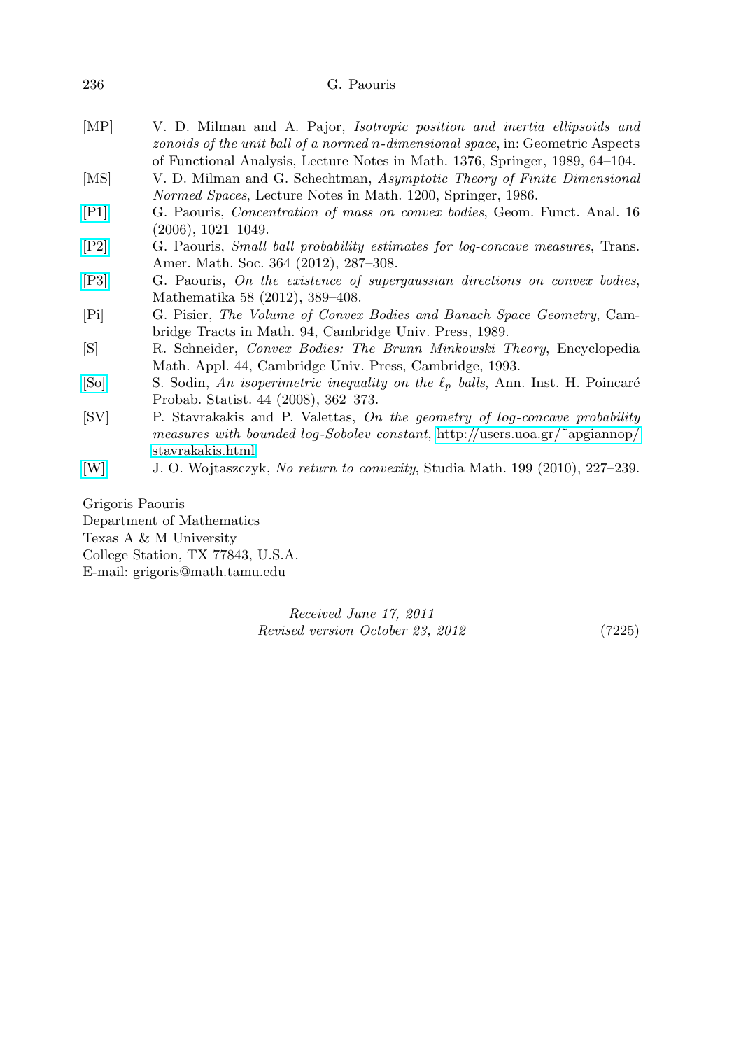[MP] V. D. Milman and A. Pajor, *Isotropic position and inertia ellipsoids and zonoids of the unit ball of a normed n-dimensional space*, in: Geometric Aspects of Functional Analysis, Lecture Notes in Math. 1376, Springer, 1989, 64–104.

[MS] V. D. Milman and G. Schechtman, *Asymptotic Theory of Finite Dimensional Normed Spaces*, Lecture Notes in Math. 1200, Springer, 1986.

[P1] G. Paouris, *Concentration of mass on convex bodies*, Geom. Funct. Anal. 16 (2006), 1021–1049.

[P2] G. Paouris, *Small ball probability estimates for log-concave measures*, Trans. Amer. Math. Soc. 364 (2012), 287–308.

[P3] G. Paouris, *On the existence of supergaussian directions on convex bodies*, Mathematika 58 (2012), 389–408.

[Pi] G. Pisier, *The Volume of Convex Bodies and Banach Space Geometry*, Cambridge Tracts in Math. 94, Cambridge Univ. Press, 1989.

[S] R. Schneider, *Convex Bodies: The Brunn–Minkowski Theory*, Encyclopedia Math. Appl. 44, Cambridge Univ. Press, Cambridge, 1993.

[So] S. Sodin, *An isoperimetric inequality on the $\ell_p$ balls*, Ann. Inst. H. Poincaré Probab. Statist. 44 (2008), 362–373.

[SV] P. Stavrakakis and P. Valettas, *On the geometry of log-concave probability measures with bounded log-Sobolev constant*, http://users.uoa.gr/~apgiannop/stavrakakis.html

[W] J. O. Wojtaszczyk, *No return to convexity*, Studia Math. 199 (2010), 227–239.

Grigoris Paouris
Department of Mathematics
Texas A & M University
College Station, TX 77843, U.S.A.
E-mail: grigoris@math.tamu.edu

*Received June 17, 2011*
*Revised version October 23, 2012* (7225)